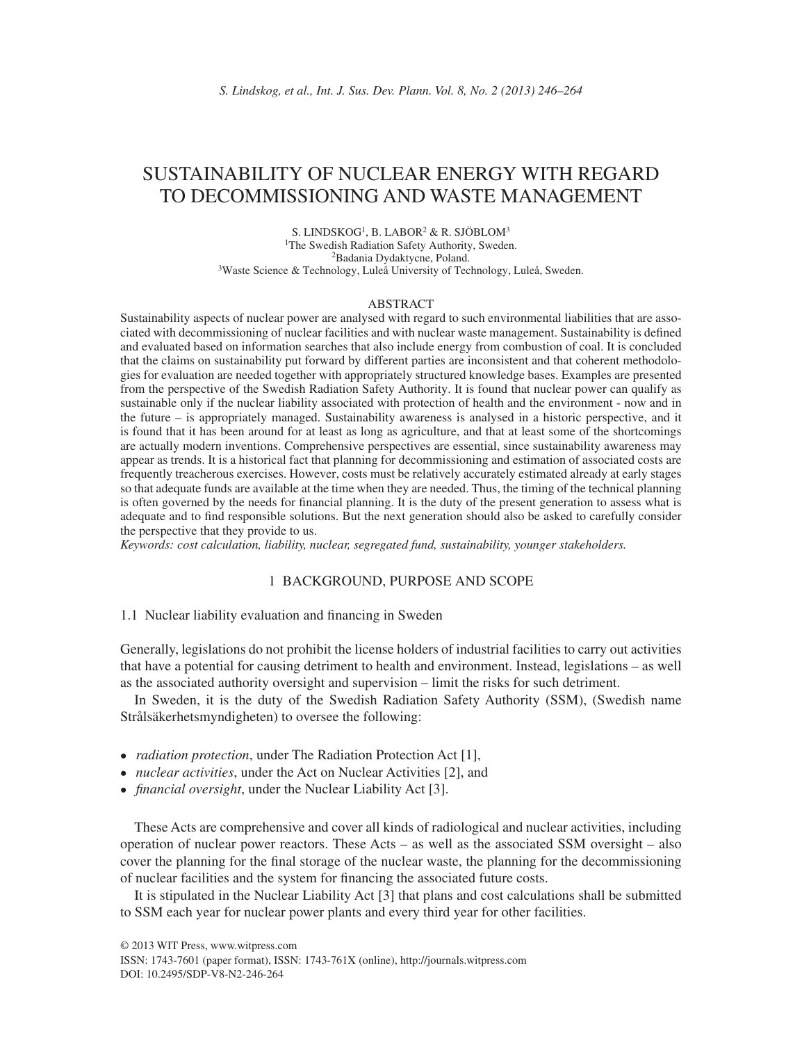# SUSTAINABILITY OF NUCLEAR ENERGY WITH REGARD TO DECOMMISSIONING AND WASTE MANAGEMENT

S. LINDSKOG[1], B. LABOR[2] & R. SJÖBLOM[3]

[1]The Swedish Radiation Safety Authority, Sweden.
[2]Badania Dydaktycne, Poland.
[3]Waste Science & Technology, Luleå University of Technology, Luleå, Sweden.

## ABSTRACT

Sustainability aspects of nuclear power are analysed with regard to such environmental liabilities that are associated with decommissioning of nuclear facilities and with nuclear waste management. Sustainability is defined and evaluated based on information searches that also include energy from combustion of coal. It is concluded that the claims on sustainability put forward by different parties are inconsistent and that coherent methodologies for evaluation are needed together with appropriately structured knowledge bases. Examples are presented from the perspective of the Swedish Radiation Safety Authority. It is found that nuclear power can qualify as sustainable only if the nuclear liability associated with protection of health and the environment - now and in the future – is appropriately managed. Sustainability awareness is analysed in a historic perspective, and it is found that it has been around for at least as long as agriculture, and that at least some of the shortcomings are actually modern inventions. Comprehensive perspectives are essential, since sustainability awareness may appear as trends. It is a historical fact that planning for decommissioning and estimation of associated costs are frequently treacherous exercises. However, costs must be relatively accurately estimated already at early stages so that adequate funds are available at the time when they are needed. Thus, the timing of the technical planning is often governed by the needs for financial planning. It is the duty of the present generation to assess what is adequate and to find responsible solutions. But the next generation should also be asked to carefully consider the perspective that they provide to us.

*Keywords: cost calculation, liability, nuclear, segregated fund, sustainability, younger stakeholders.*

## 1 BACKGROUND, PURPOSE AND SCOPE

### 1.1 Nuclear liability evaluation and financing in Sweden

Generally, legislations do not prohibit the license holders of industrial facilities to carry out activities that have a potential for causing detriment to health and environment. Instead, legislations – as well as the associated authority oversight and supervision – limit the risks for such detriment.

In Sweden, it is the duty of the Swedish Radiation Safety Authority (SSM), (Swedish name Strålsäkerhetsmyndigheten) to oversee the following:

- *radiation protection*, under The Radiation Protection Act [1],
- *nuclear activities*, under the Act on Nuclear Activities [2], and
- *financial oversight*, under the Nuclear Liability Act [3].

These Acts are comprehensive and cover all kinds of radiological and nuclear activities, including operation of nuclear power reactors. These Acts – as well as the associated SSM oversight – also cover the planning for the final storage of the nuclear waste, the planning for the decommissioning of nuclear facilities and the system for financing the associated future costs.

It is stipulated in the Nuclear Liability Act [3] that plans and cost calculations shall be submitted to SSM each year for nuclear power plants and every third year for other facilities.

© 2013 WIT Press, www.witpress.com
ISSN: 1743-7601 (paper format), ISSN: 1743-761X (online), http://journals.witpress.com
DOI: 10.2495/SDP-V8-N2-246-264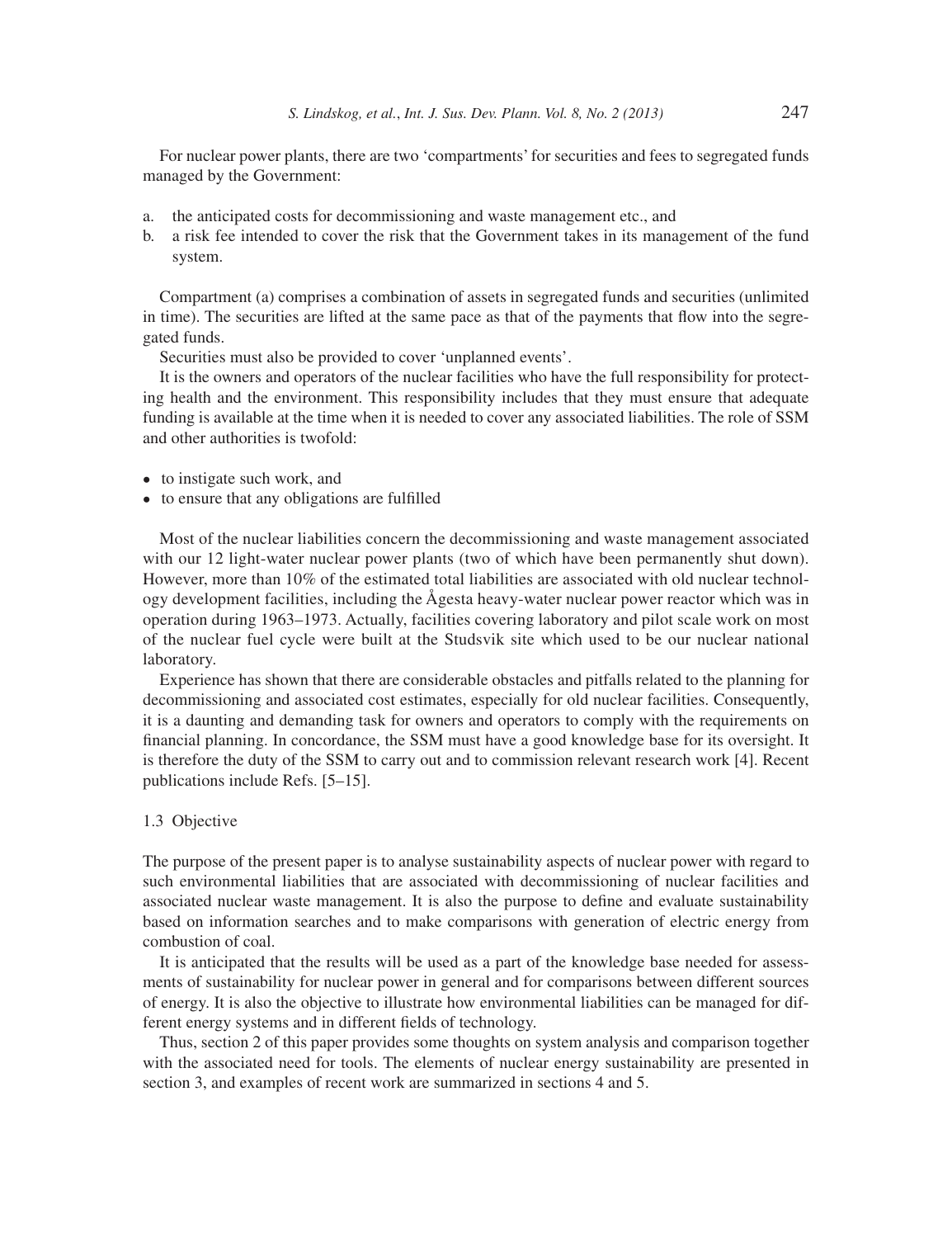For nuclear power plants, there are two 'compartments' for securities and fees to segregated funds managed by the Government:

a. the anticipated costs for decommissioning and waste management etc., and
b. a risk fee intended to cover the risk that the Government takes in its management of the fund system.

Compartment (a) comprises a combination of assets in segregated funds and securities (unlimited in time). The securities are lifted at the same pace as that of the payments that flow into the segregated funds.

Securities must also be provided to cover 'unplanned events'.

It is the owners and operators of the nuclear facilities who have the full responsibility for protecting health and the environment. This responsibility includes that they must ensure that adequate funding is available at the time when it is needed to cover any associated liabilities. The role of SSM and other authorities is twofold:

- to instigate such work, and
- to ensure that any obligations are fulfilled

Most of the nuclear liabilities concern the decommissioning and waste management associated with our 12 light-water nuclear power plants (two of which have been permanently shut down). However, more than 10% of the estimated total liabilities are associated with old nuclear technology development facilities, including the Ågesta heavy-water nuclear power reactor which was in operation during 1963–1973. Actually, facilities covering laboratory and pilot scale work on most of the nuclear fuel cycle were built at the Studsvik site which used to be our nuclear national laboratory.

Experience has shown that there are considerable obstacles and pitfalls related to the planning for decommissioning and associated cost estimates, especially for old nuclear facilities. Consequently, it is a daunting and demanding task for owners and operators to comply with the requirements on financial planning. In concordance, the SSM must have a good knowledge base for its oversight. It is therefore the duty of the SSM to carry out and to commission relevant research work [4]. Recent publications include Refs. [5–15].

### 1.3 Objective

The purpose of the present paper is to analyse sustainability aspects of nuclear power with regard to such environmental liabilities that are associated with decommissioning of nuclear facilities and associated nuclear waste management. It is also the purpose to define and evaluate sustainability based on information searches and to make comparisons with generation of electric energy from combustion of coal.

It is anticipated that the results will be used as a part of the knowledge base needed for assessments of sustainability for nuclear power in general and for comparisons between different sources of energy. It is also the objective to illustrate how environmental liabilities can be managed for different energy systems and in different fields of technology.

Thus, section 2 of this paper provides some thoughts on system analysis and comparison together with the associated need for tools. The elements of nuclear energy sustainability are presented in section 3, and examples of recent work are summarized in sections 4 and 5.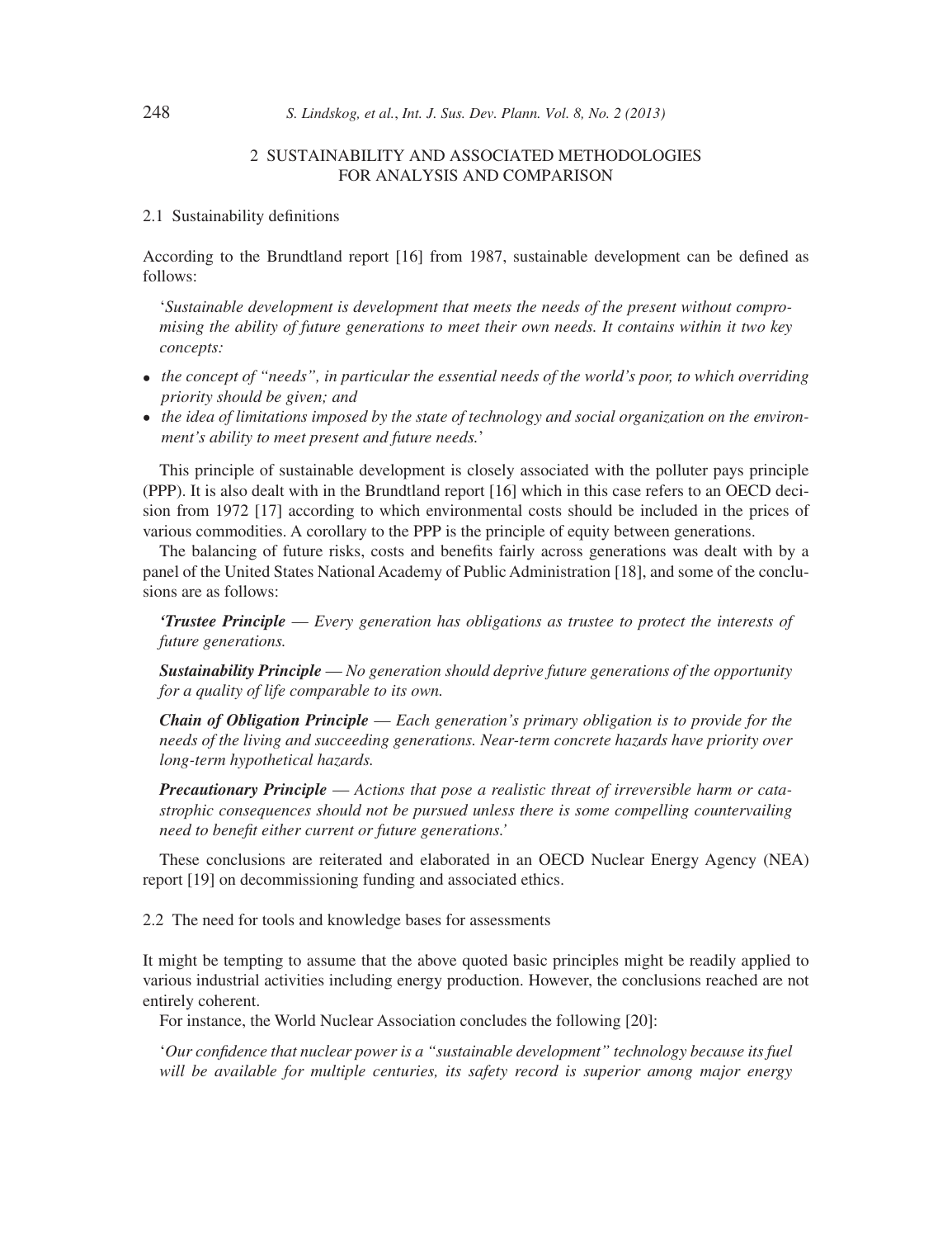## 2 SUSTAINABILITY AND ASSOCIATED METHODOLOGIES FOR ANALYSIS AND COMPARISON

### 2.1 Sustainability definitions

According to the Brundtland report [16] from 1987, sustainable development can be defined as follows:

'*Sustainable development is development that meets the needs of the present without compromising the ability of future generations to meet their own needs. It contains within it two key concepts:*

- *the concept of "needs", in particular the essential needs of the world's poor, to which overriding priority should be given; and*
- *the idea of limitations imposed by the state of technology and social organization on the environment's ability to meet present and future needs.*'

This principle of sustainable development is closely associated with the polluter pays principle (PPP). It is also dealt with in the Brundtland report [16] which in this case refers to an OECD decision from 1972 [17] according to which environmental costs should be included in the prices of various commodities. A corollary to the PPP is the principle of equity between generations.

The balancing of future risks, costs and benefits fairly across generations was dealt with by a panel of the United States National Academy of Public Administration [18], and some of the conclusions are as follows:

***'Trustee Principle*** *— Every generation has obligations as trustee to protect the interests of future generations.*

***Sustainability Principle*** *— No generation should deprive future generations of the opportunity for a quality of life comparable to its own.*

***Chain of Obligation Principle*** *— Each generation's primary obligation is to provide for the needs of the living and succeeding generations. Near-term concrete hazards have priority over long-term hypothetical hazards.*

***Precautionary Principle*** *— Actions that pose a realistic threat of irreversible harm or catastrophic consequences should not be pursued unless there is some compelling countervailing need to benefit either current or future generations.'*

These conclusions are reiterated and elaborated in an OECD Nuclear Energy Agency (NEA) report [19] on decommissioning funding and associated ethics.

### 2.2 The need for tools and knowledge bases for assessments

It might be tempting to assume that the above quoted basic principles might be readily applied to various industrial activities including energy production. However, the conclusions reached are not entirely coherent.

For instance, the World Nuclear Association concludes the following [20]:

'*Our confidence that nuclear power is a "sustainable development" technology because its fuel will be available for multiple centuries, its safety record is superior among major energy*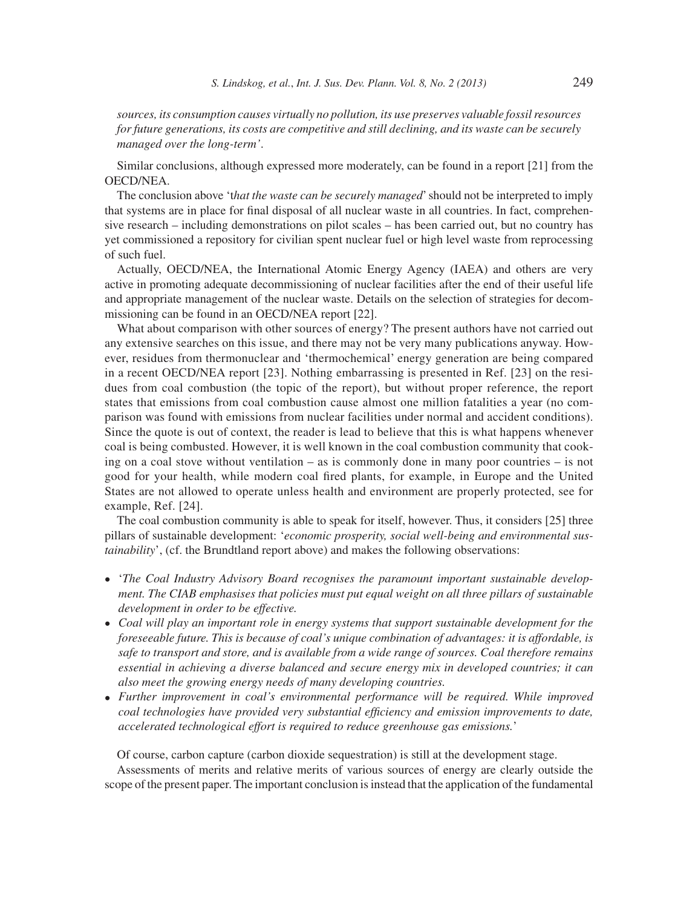*sources, its consumption causes virtually no pollution, its use preserves valuable fossil resources for future generations, its costs are competitive and still declining, and its waste can be securely managed over the long-term'*.

Similar conclusions, although expressed more moderately, can be found in a report [21] from the OECD/NEA.

The conclusion above 't*hat the waste can be securely managed*' should not be interpreted to imply that systems are in place for final disposal of all nuclear waste in all countries. In fact, comprehensive research – including demonstrations on pilot scales – has been carried out, but no country has yet commissioned a repository for civilian spent nuclear fuel or high level waste from reprocessing of such fuel.

Actually, OECD/NEA, the International Atomic Energy Agency (IAEA) and others are very active in promoting adequate decommissioning of nuclear facilities after the end of their useful life and appropriate management of the nuclear waste. Details on the selection of strategies for decommissioning can be found in an OECD/NEA report [22].

What about comparison with other sources of energy? The present authors have not carried out any extensive searches on this issue, and there may not be very many publications anyway. However, residues from thermonuclear and 'thermochemical' energy generation are being compared in a recent OECD/NEA report [23]. Nothing embarrassing is presented in Ref. [23] on the residues from coal combustion (the topic of the report), but without proper reference, the report states that emissions from coal combustion cause almost one million fatalities a year (no comparison was found with emissions from nuclear facilities under normal and accident conditions). Since the quote is out of context, the reader is lead to believe that this is what happens whenever coal is being combusted. However, it is well known in the coal combustion community that cooking on a coal stove without ventilation – as is commonly done in many poor countries – is not good for your health, while modern coal fired plants, for example, in Europe and the United States are not allowed to operate unless health and environment are properly protected, see for example, Ref. [24].

The coal combustion community is able to speak for itself, however. Thus, it considers [25] three pillars of sustainable development: '*economic prosperity, social well-being and environmental sustainability*', (cf. the Brundtland report above) and makes the following observations:

- '*The Coal Industry Advisory Board recognises the paramount important sustainable development. The CIAB emphasises that policies must put equal weight on all three pillars of sustainable development in order to be effective.*
- *Coal will play an important role in energy systems that support sustainable development for the foreseeable future. This is because of coal's unique combination of advantages: it is affordable, is safe to transport and store, and is available from a wide range of sources. Coal therefore remains essential in achieving a diverse balanced and secure energy mix in developed countries; it can also meet the growing energy needs of many developing countries.*
- *Further improvement in coal's environmental performance will be required. While improved coal technologies have provided very substantial efficiency and emission improvements to date, accelerated technological effort is required to reduce greenhouse gas emissions.*'

Of course, carbon capture (carbon dioxide sequestration) is still at the development stage.

Assessments of merits and relative merits of various sources of energy are clearly outside the scope of the present paper. The important conclusion is instead that the application of the fundamental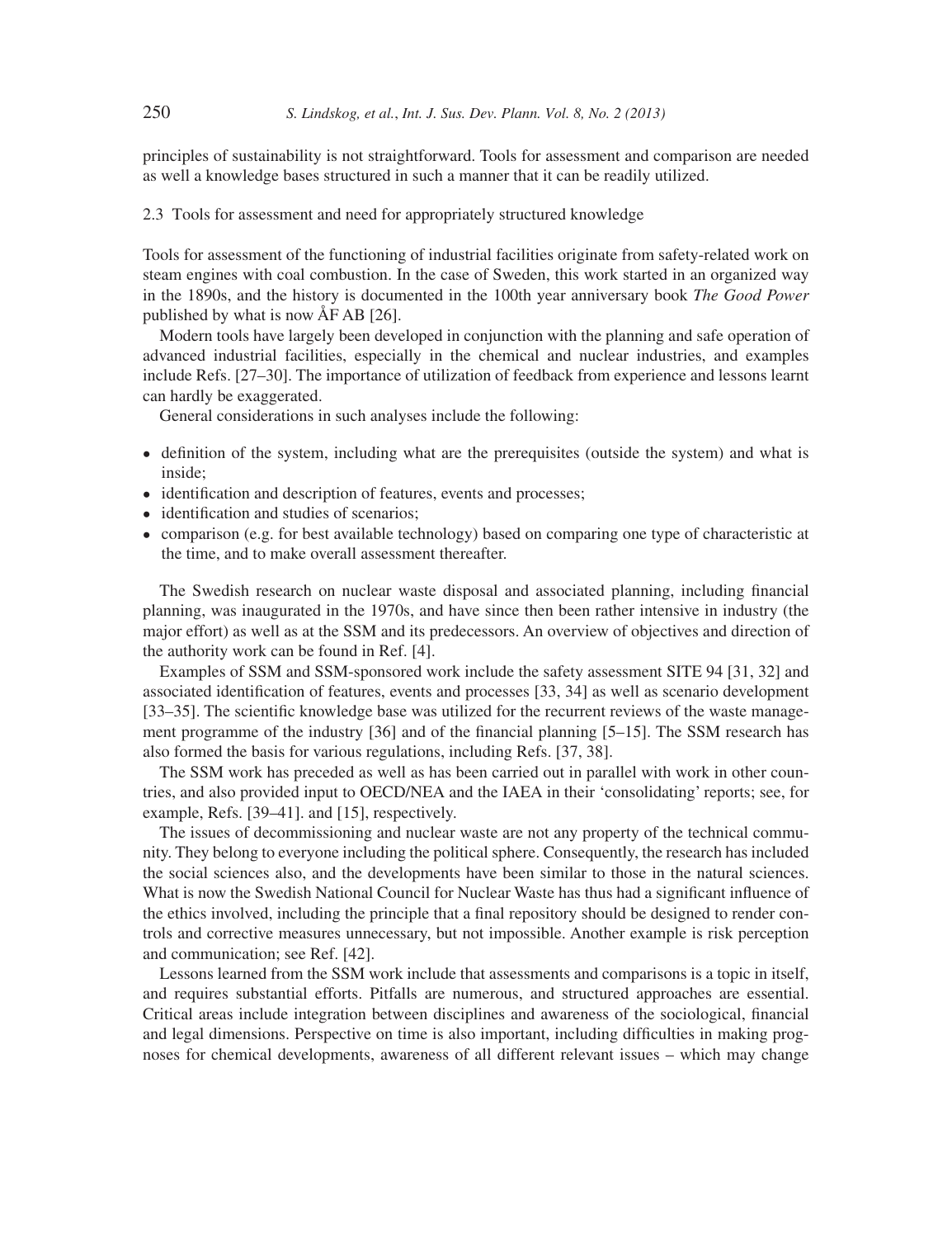principles of sustainability is not straightforward. Tools for assessment and comparison are needed as well a knowledge bases structured in such a manner that it can be readily utilized.

### 2.3 Tools for assessment and need for appropriately structured knowledge

Tools for assessment of the functioning of industrial facilities originate from safety-related work on steam engines with coal combustion. In the case of Sweden, this work started in an organized way in the 1890s, and the history is documented in the 100th year anniversary book *The Good Power* published by what is now ÅF AB [26].

Modern tools have largely been developed in conjunction with the planning and safe operation of advanced industrial facilities, especially in the chemical and nuclear industries, and examples include Refs. [27–30]. The importance of utilization of feedback from experience and lessons learnt can hardly be exaggerated.

General considerations in such analyses include the following:

- definition of the system, including what are the prerequisites (outside the system) and what is inside;
- identification and description of features, events and processes;
- identification and studies of scenarios;
- comparison (e.g. for best available technology) based on comparing one type of characteristic at the time, and to make overall assessment thereafter.

The Swedish research on nuclear waste disposal and associated planning, including financial planning, was inaugurated in the 1970s, and have since then been rather intensive in industry (the major effort) as well as at the SSM and its predecessors. An overview of objectives and direction of the authority work can be found in Ref. [4].

Examples of SSM and SSM-sponsored work include the safety assessment SITE 94 [31, 32] and associated identification of features, events and processes [33, 34] as well as scenario development [33–35]. The scientific knowledge base was utilized for the recurrent reviews of the waste management programme of the industry [36] and of the financial planning [5–15]. The SSM research has also formed the basis for various regulations, including Refs. [37, 38].

The SSM work has preceded as well as has been carried out in parallel with work in other countries, and also provided input to OECD/NEA and the IAEA in their 'consolidating' reports; see, for example, Refs. [39–41]. and [15], respectively.

The issues of decommissioning and nuclear waste are not any property of the technical community. They belong to everyone including the political sphere. Consequently, the research has included the social sciences also, and the developments have been similar to those in the natural sciences. What is now the Swedish National Council for Nuclear Waste has thus had a significant influence of the ethics involved, including the principle that a final repository should be designed to render controls and corrective measures unnecessary, but not impossible. Another example is risk perception and communication; see Ref. [42].

Lessons learned from the SSM work include that assessments and comparisons is a topic in itself, and requires substantial efforts. Pitfalls are numerous, and structured approaches are essential. Critical areas include integration between disciplines and awareness of the sociological, financial and legal dimensions. Perspective on time is also important, including difficulties in making prognoses for chemical developments, awareness of all different relevant issues – which may change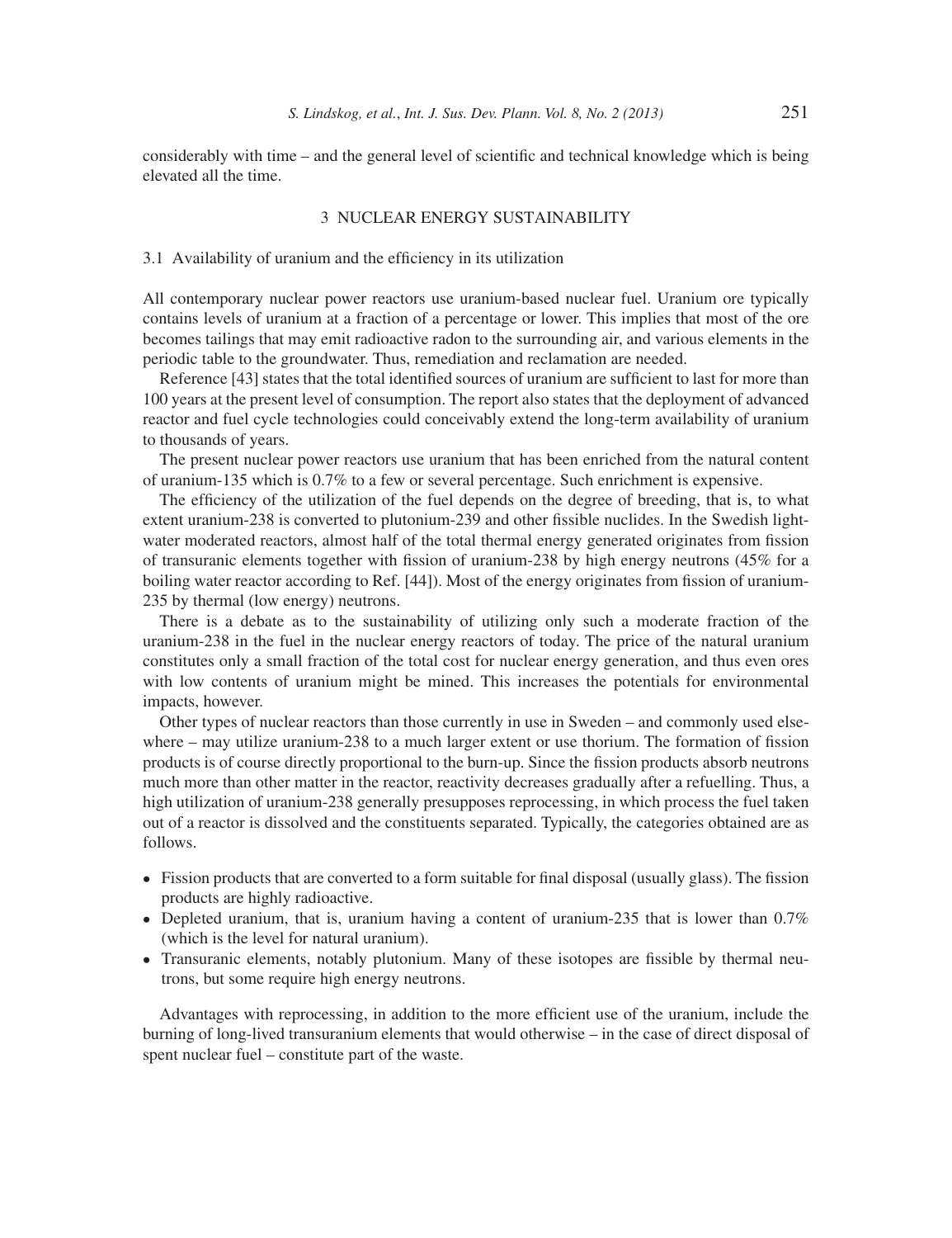considerably with time – and the general level of scientific and technical knowledge which is being elevated all the time.

## 3 NUCLEAR ENERGY SUSTAINABILITY

### 3.1 Availability of uranium and the efficiency in its utilization

All contemporary nuclear power reactors use uranium-based nuclear fuel. Uranium ore typically contains levels of uranium at a fraction of a percentage or lower. This implies that most of the ore becomes tailings that may emit radioactive radon to the surrounding air, and various elements in the periodic table to the groundwater. Thus, remediation and reclamation are needed.

Reference [43] states that the total identified sources of uranium are sufficient to last for more than 100 years at the present level of consumption. The report also states that the deployment of advanced reactor and fuel cycle technologies could conceivably extend the long-term availability of uranium to thousands of years.

The present nuclear power reactors use uranium that has been enriched from the natural content of uranium-135 which is 0.7% to a few or several percentage. Such enrichment is expensive.

The efficiency of the utilization of the fuel depends on the degree of breeding, that is, to what extent uranium-238 is converted to plutonium-239 and other fissible nuclides. In the Swedish light-water moderated reactors, almost half of the total thermal energy generated originates from fission of transuranic elements together with fission of uranium-238 by high energy neutrons (45% for a boiling water reactor according to Ref. [44]). Most of the energy originates from fission of uranium-235 by thermal (low energy) neutrons.

There is a debate as to the sustainability of utilizing only such a moderate fraction of the uranium-238 in the fuel in the nuclear energy reactors of today. The price of the natural uranium constitutes only a small fraction of the total cost for nuclear energy generation, and thus even ores with low contents of uranium might be mined. This increases the potentials for environmental impacts, however.

Other types of nuclear reactors than those currently in use in Sweden – and commonly used elsewhere – may utilize uranium-238 to a much larger extent or use thorium. The formation of fission products is of course directly proportional to the burn-up. Since the fission products absorb neutrons much more than other matter in the reactor, reactivity decreases gradually after a refuelling. Thus, a high utilization of uranium-238 generally presupposes reprocessing, in which process the fuel taken out of a reactor is dissolved and the constituents separated. Typically, the categories obtained are as follows.

- Fission products that are converted to a form suitable for final disposal (usually glass). The fission products are highly radioactive.
- Depleted uranium, that is, uranium having a content of uranium-235 that is lower than 0.7% (which is the level for natural uranium).
- Transuranic elements, notably plutonium. Many of these isotopes are fissible by thermal neutrons, but some require high energy neutrons.

Advantages with reprocessing, in addition to the more efficient use of the uranium, include the burning of long-lived transuranium elements that would otherwise – in the case of direct disposal of spent nuclear fuel – constitute part of the waste.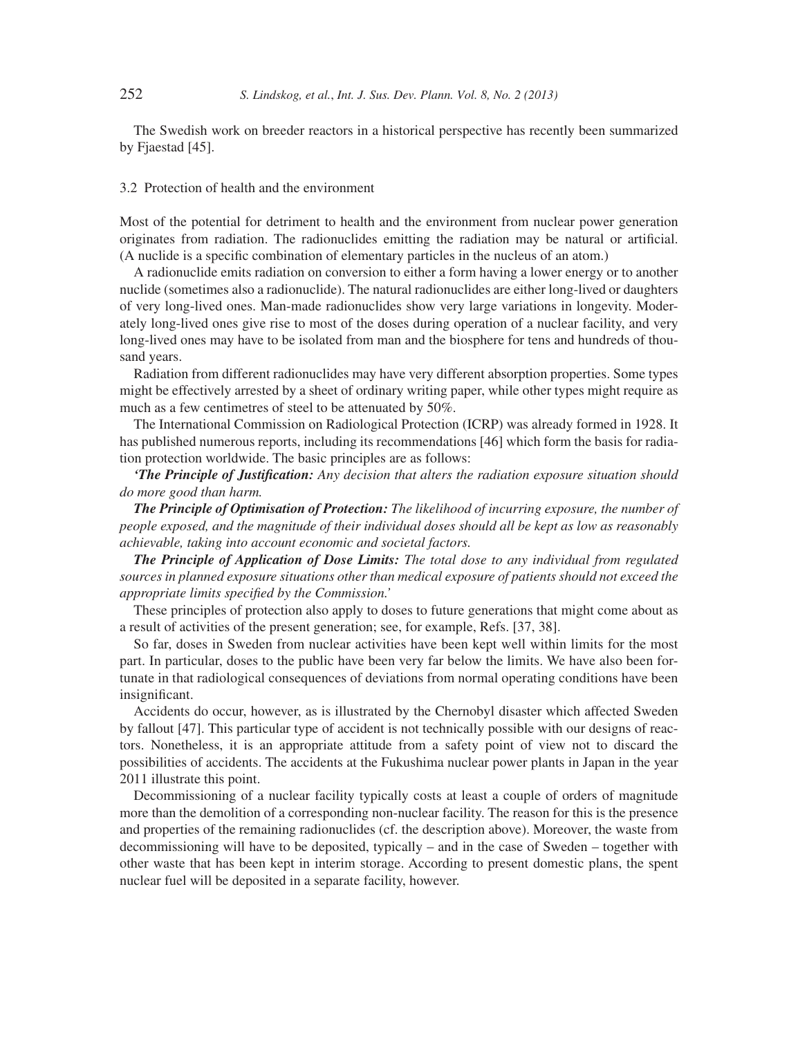The Swedish work on breeder reactors in a historical perspective has recently been summarized by Fjaestad [45].

### 3.2 Protection of health and the environment

Most of the potential for detriment to health and the environment from nuclear power generation originates from radiation. The radionuclides emitting the radiation may be natural or artificial. (A nuclide is a specific combination of elementary particles in the nucleus of an atom.)

A radionuclide emits radiation on conversion to either a form having a lower energy or to another nuclide (sometimes also a radionuclide). The natural radionuclides are either long-lived or daughters of very long-lived ones. Man-made radionuclides show very large variations in longevity. Moderately long-lived ones give rise to most of the doses during operation of a nuclear facility, and very long-lived ones may have to be isolated from man and the biosphere for tens and hundreds of thousand years.

Radiation from different radionuclides may have very different absorption properties. Some types might be effectively arrested by a sheet of ordinary writing paper, while other types might require as much as a few centimetres of steel to be attenuated by 50%.

The International Commission on Radiological Protection (ICRP) was already formed in 1928. It has published numerous reports, including its recommendations [46] which form the basis for radiation protection worldwide. The basic principles are as follows:

*'**The Principle of Justification:** Any decision that alters the radiation exposure situation should do more good than harm.*

***The Principle of Optimisation of Protection:** The likelihood of incurring exposure, the number of people exposed, and the magnitude of their individual doses should all be kept as low as reasonably achievable, taking into account economic and societal factors.*

***The Principle of Application of Dose Limits:** The total dose to any individual from regulated sources in planned exposure situations other than medical exposure of patients should not exceed the appropriate limits specified by the Commission.'*

These principles of protection also apply to doses to future generations that might come about as a result of activities of the present generation; see, for example, Refs. [37, 38].

So far, doses in Sweden from nuclear activities have been kept well within limits for the most part. In particular, doses to the public have been very far below the limits. We have also been fortunate in that radiological consequences of deviations from normal operating conditions have been insignificant.

Accidents do occur, however, as is illustrated by the Chernobyl disaster which affected Sweden by fallout [47]. This particular type of accident is not technically possible with our designs of reactors. Nonetheless, it is an appropriate attitude from a safety point of view not to discard the possibilities of accidents. The accidents at the Fukushima nuclear power plants in Japan in the year 2011 illustrate this point.

Decommissioning of a nuclear facility typically costs at least a couple of orders of magnitude more than the demolition of a corresponding non-nuclear facility. The reason for this is the presence and properties of the remaining radionuclides (cf. the description above). Moreover, the waste from decommissioning will have to be deposited, typically – and in the case of Sweden – together with other waste that has been kept in interim storage. According to present domestic plans, the spent nuclear fuel will be deposited in a separate facility, however.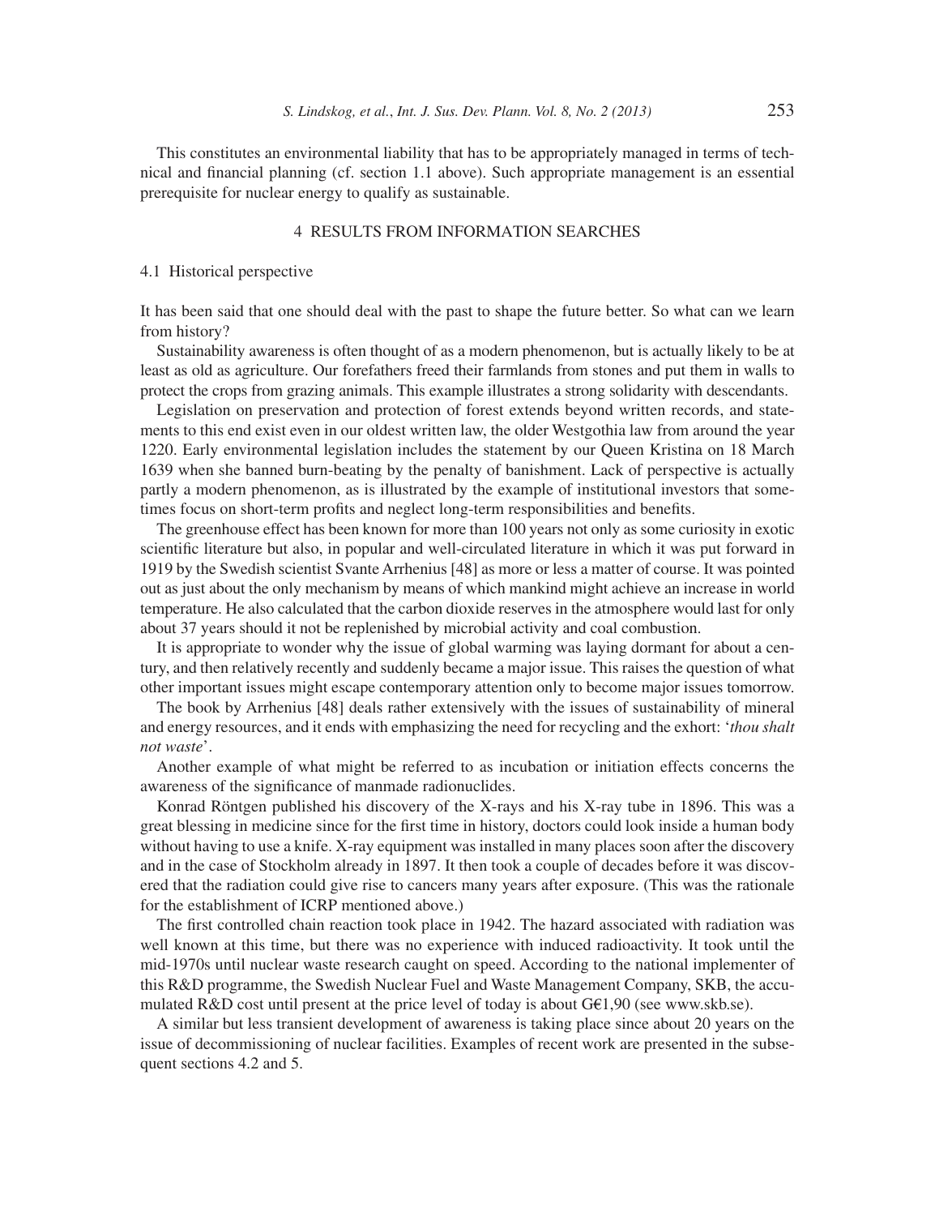This constitutes an environmental liability that has to be appropriately managed in terms of technical and financial planning (cf. section 1.1 above). Such appropriate management is an essential prerequisite for nuclear energy to qualify as sustainable.

## 4 RESULTS FROM INFORMATION SEARCHES

### 4.1 Historical perspective

It has been said that one should deal with the past to shape the future better. So what can we learn from history?

Sustainability awareness is often thought of as a modern phenomenon, but is actually likely to be at least as old as agriculture. Our forefathers freed their farmlands from stones and put them in walls to protect the crops from grazing animals. This example illustrates a strong solidarity with descendants.

Legislation on preservation and protection of forest extends beyond written records, and statements to this end exist even in our oldest written law, the older Westgothia law from around the year 1220. Early environmental legislation includes the statement by our Queen Kristina on 18 March 1639 when she banned burn-beating by the penalty of banishment. Lack of perspective is actually partly a modern phenomenon, as is illustrated by the example of institutional investors that sometimes focus on short-term profits and neglect long-term responsibilities and benefits.

The greenhouse effect has been known for more than 100 years not only as some curiosity in exotic scientific literature but also, in popular and well-circulated literature in which it was put forward in 1919 by the Swedish scientist Svante Arrhenius [48] as more or less a matter of course. It was pointed out as just about the only mechanism by means of which mankind might achieve an increase in world temperature. He also calculated that the carbon dioxide reserves in the atmosphere would last for only about 37 years should it not be replenished by microbial activity and coal combustion.

It is appropriate to wonder why the issue of global warming was laying dormant for about a century, and then relatively recently and suddenly became a major issue. This raises the question of what other important issues might escape contemporary attention only to become major issues tomorrow.

The book by Arrhenius [48] deals rather extensively with the issues of sustainability of mineral and energy resources, and it ends with emphasizing the need for recycling and the exhort: '*thou shalt not waste*'.

Another example of what might be referred to as incubation or initiation effects concerns the awareness of the significance of manmade radionuclides.

Konrad Röntgen published his discovery of the X-rays and his X-ray tube in 1896. This was a great blessing in medicine since for the first time in history, doctors could look inside a human body without having to use a knife. X-ray equipment was installed in many places soon after the discovery and in the case of Stockholm already in 1897. It then took a couple of decades before it was discovered that the radiation could give rise to cancers many years after exposure. (This was the rationale for the establishment of ICRP mentioned above.)

The first controlled chain reaction took place in 1942. The hazard associated with radiation was well known at this time, but there was no experience with induced radioactivity. It took until the mid-1970s until nuclear waste research caught on speed. According to the national implementer of this R&D programme, the Swedish Nuclear Fuel and Waste Management Company, SKB, the accumulated R&D cost until present at the price level of today is about G€1,90 (see www.skb.se).

A similar but less transient development of awareness is taking place since about 20 years on the issue of decommissioning of nuclear facilities. Examples of recent work are presented in the subsequent sections 4.2 and 5.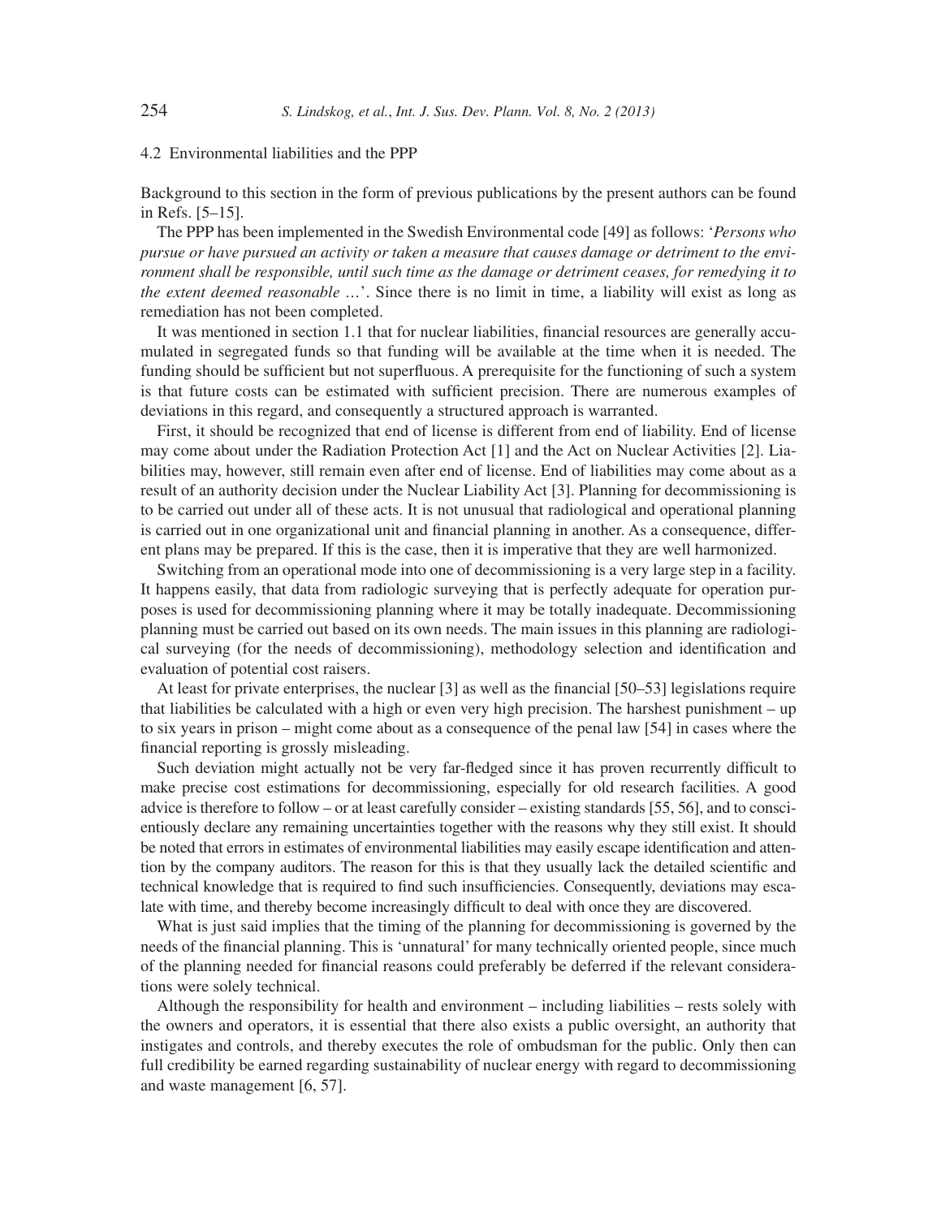### 4.2 Environmental liabilities and the PPP

Background to this section in the form of previous publications by the present authors can be found in Refs. [5–15].

The PPP has been implemented in the Swedish Environmental code [49] as follows: '*Persons who pursue or have pursued an activity or taken a measure that causes damage or detriment to the environment shall be responsible, until such time as the damage or detriment ceases, for remedying it to the extent deemed reasonable* …'. Since there is no limit in time, a liability will exist as long as remediation has not been completed.

It was mentioned in section 1.1 that for nuclear liabilities, financial resources are generally accumulated in segregated funds so that funding will be available at the time when it is needed. The funding should be sufficient but not superfluous. A prerequisite for the functioning of such a system is that future costs can be estimated with sufficient precision. There are numerous examples of deviations in this regard, and consequently a structured approach is warranted.

First, it should be recognized that end of license is different from end of liability. End of license may come about under the Radiation Protection Act [1] and the Act on Nuclear Activities [2]. Liabilities may, however, still remain even after end of license. End of liabilities may come about as a result of an authority decision under the Nuclear Liability Act [3]. Planning for decommissioning is to be carried out under all of these acts. It is not unusual that radiological and operational planning is carried out in one organizational unit and financial planning in another. As a consequence, different plans may be prepared. If this is the case, then it is imperative that they are well harmonized.

Switching from an operational mode into one of decommissioning is a very large step in a facility. It happens easily, that data from radiologic surveying that is perfectly adequate for operation purposes is used for decommissioning planning where it may be totally inadequate. Decommissioning planning must be carried out based on its own needs. The main issues in this planning are radiological surveying (for the needs of decommissioning), methodology selection and identification and evaluation of potential cost raisers.

At least for private enterprises, the nuclear [3] as well as the financial [50–53] legislations require that liabilities be calculated with a high or even very high precision. The harshest punishment – up to six years in prison – might come about as a consequence of the penal law [54] in cases where the financial reporting is grossly misleading.

Such deviation might actually not be very far-fledged since it has proven recurrently difficult to make precise cost estimations for decommissioning, especially for old research facilities. A good advice is therefore to follow – or at least carefully consider – existing standards [55, 56], and to conscientiously declare any remaining uncertainties together with the reasons why they still exist. It should be noted that errors in estimates of environmental liabilities may easily escape identification and attention by the company auditors. The reason for this is that they usually lack the detailed scientific and technical knowledge that is required to find such insufficiencies. Consequently, deviations may escalate with time, and thereby become increasingly difficult to deal with once they are discovered.

What is just said implies that the timing of the planning for decommissioning is governed by the needs of the financial planning. This is 'unnatural' for many technically oriented people, since much of the planning needed for financial reasons could preferably be deferred if the relevant considerations were solely technical.

Although the responsibility for health and environment – including liabilities – rests solely with the owners and operators, it is essential that there also exists a public oversight, an authority that instigates and controls, and thereby executes the role of ombudsman for the public. Only then can full credibility be earned regarding sustainability of nuclear energy with regard to decommissioning and waste management [6, 57].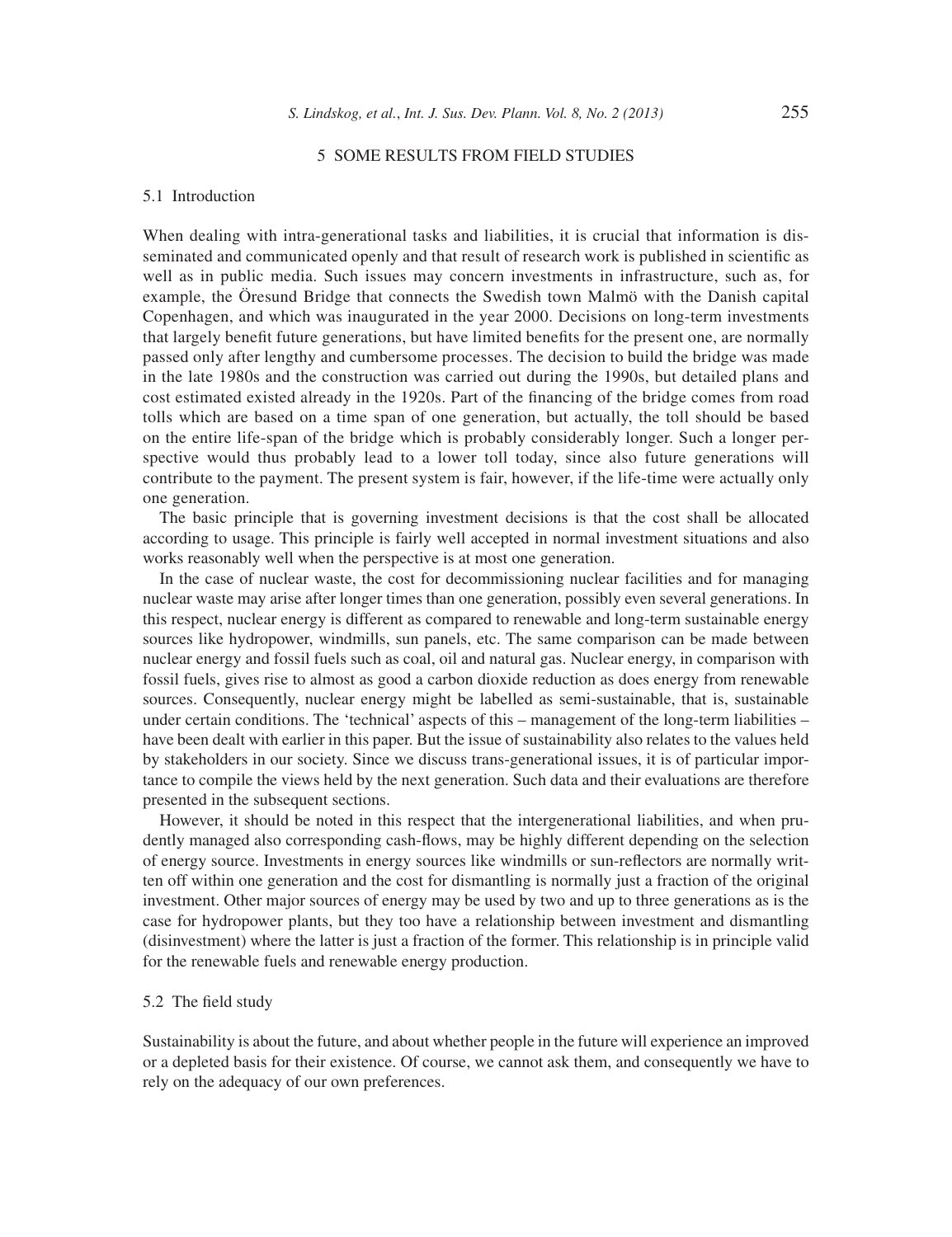## 5 SOME RESULTS FROM FIELD STUDIES

### 5.1 Introduction

When dealing with intra-generational tasks and liabilities, it is crucial that information is disseminated and communicated openly and that result of research work is published in scientific as well as in public media. Such issues may concern investments in infrastructure, such as, for example, the Öresund Bridge that connects the Swedish town Malmö with the Danish capital Copenhagen, and which was inaugurated in the year 2000. Decisions on long-term investments that largely benefit future generations, but have limited benefits for the present one, are normally passed only after lengthy and cumbersome processes. The decision to build the bridge was made in the late 1980s and the construction was carried out during the 1990s, but detailed plans and cost estimated existed already in the 1920s. Part of the financing of the bridge comes from road tolls which are based on a time span of one generation, but actually, the toll should be based on the entire life-span of the bridge which is probably considerably longer. Such a longer perspective would thus probably lead to a lower toll today, since also future generations will contribute to the payment. The present system is fair, however, if the life-time were actually only one generation.

The basic principle that is governing investment decisions is that the cost shall be allocated according to usage. This principle is fairly well accepted in normal investment situations and also works reasonably well when the perspective is at most one generation.

In the case of nuclear waste, the cost for decommissioning nuclear facilities and for managing nuclear waste may arise after longer times than one generation, possibly even several generations. In this respect, nuclear energy is different as compared to renewable and long-term sustainable energy sources like hydropower, windmills, sun panels, etc. The same comparison can be made between nuclear energy and fossil fuels such as coal, oil and natural gas. Nuclear energy, in comparison with fossil fuels, gives rise to almost as good a carbon dioxide reduction as does energy from renewable sources. Consequently, nuclear energy might be labelled as semi-sustainable, that is, sustainable under certain conditions. The 'technical' aspects of this – management of the long-term liabilities – have been dealt with earlier in this paper. But the issue of sustainability also relates to the values held by stakeholders in our society. Since we discuss trans-generational issues, it is of particular importance to compile the views held by the next generation. Such data and their evaluations are therefore presented in the subsequent sections.

However, it should be noted in this respect that the intergenerational liabilities, and when prudently managed also corresponding cash-flows, may be highly different depending on the selection of energy source. Investments in energy sources like windmills or sun-reflectors are normally written off within one generation and the cost for dismantling is normally just a fraction of the original investment. Other major sources of energy may be used by two and up to three generations as is the case for hydropower plants, but they too have a relationship between investment and dismantling (disinvestment) where the latter is just a fraction of the former. This relationship is in principle valid for the renewable fuels and renewable energy production.

### 5.2 The field study

Sustainability is about the future, and about whether people in the future will experience an improved or a depleted basis for their existence. Of course, we cannot ask them, and consequently we have to rely on the adequacy of our own preferences.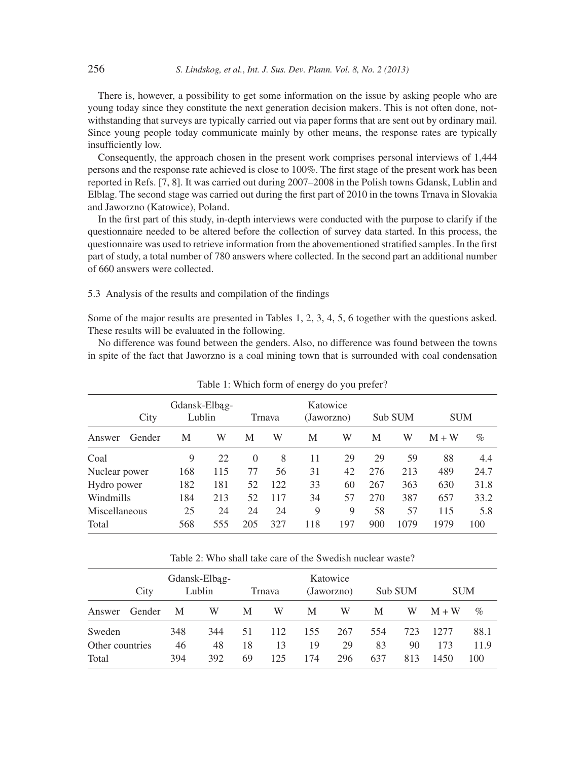There is, however, a possibility to get some information on the issue by asking people who are young today since they constitute the next generation decision makers. This is not often done, notwithstanding that surveys are typically carried out via paper forms that are sent out by ordinary mail. Since young people today communicate mainly by other means, the response rates are typically insufficiently low.

Consequently, the approach chosen in the present work comprises personal interviews of 1,444 persons and the response rate achieved is close to 100%. The first stage of the present work has been reported in Refs. [7, 8]. It was carried out during 2007–2008 in the Polish towns Gdansk, Lublin and Elblag. The second stage was carried out during the first part of 2010 in the towns Trnava in Slovakia and Jaworzno (Katowice), Poland.

In the first part of this study, in-depth interviews were conducted with the purpose to clarify if the questionnaire needed to be altered before the collection of survey data started. In this process, the questionnaire was used to retrieve information from the abovementioned stratified samples. In the first part of study, a total number of 780 answers where collected. In the second part an additional number of 660 answers were collected.

### 5.3 Analysis of the results and compilation of the findings

Some of the major results are presented in Tables 1, 2, 3, 4, 5, 6 together with the questions asked. These results will be evaluated in the following.

No difference was found between the genders. Also, no difference was found between the towns in spite of the fact that Jaworzno is a coal mining town that is surrounded with coal condensation

Table 1: Which form of energy do you prefer?

| City | Gdansk-Elbąg-Lublin | | Trnava | | Katowice (Jaworzno) | | Sub SUM | | SUM | |
|---|---|---|---|---|---|---|---|---|---|---|
| Answer Gender | M | W | M | W | M | W | M | W | M + W | % |
| Coal | 9 | 22 | 0 | 8 | 11 | 29 | 29 | 59 | 88 | 4.4 |
| Nuclear power | 168 | 115 | 77 | 56 | 31 | 42 | 276 | 213 | 489 | 24.7 |
| Hydro power | 182 | 181 | 52 | 122 | 33 | 60 | 267 | 363 | 630 | 31.8 |
| Windmills | 184 | 213 | 52 | 117 | 34 | 57 | 270 | 387 | 657 | 33.2 |
| Miscellaneous | 25 | 24 | 24 | 24 | 9 | 9 | 58 | 57 | 115 | 5.8 |
| Total | 568 | 555 | 205 | 327 | 118 | 197 | 900 | 1079 | 1979 | 100 |

Table 2: Who shall take care of the Swedish nuclear waste?

| City | Gdansk-Elbąg-Lublin | | Trnava | | Katowice (Jaworzno) | | Sub SUM | | SUM | |
|---|---|---|---|---|---|---|---|---|---|---|
| Answer Gender | M | W | M | W | M | W | M | W | M + W | % |
| Sweden | 348 | 344 | 51 | 112 | 155 | 267 | 554 | 723 | 1277 | 88.1 |
| Other countries | 46 | 48 | 18 | 13 | 19 | 29 | 83 | 90 | 173 | 11.9 |
| Total | 394 | 392 | 69 | 125 | 174 | 296 | 637 | 813 | 1450 | 100 |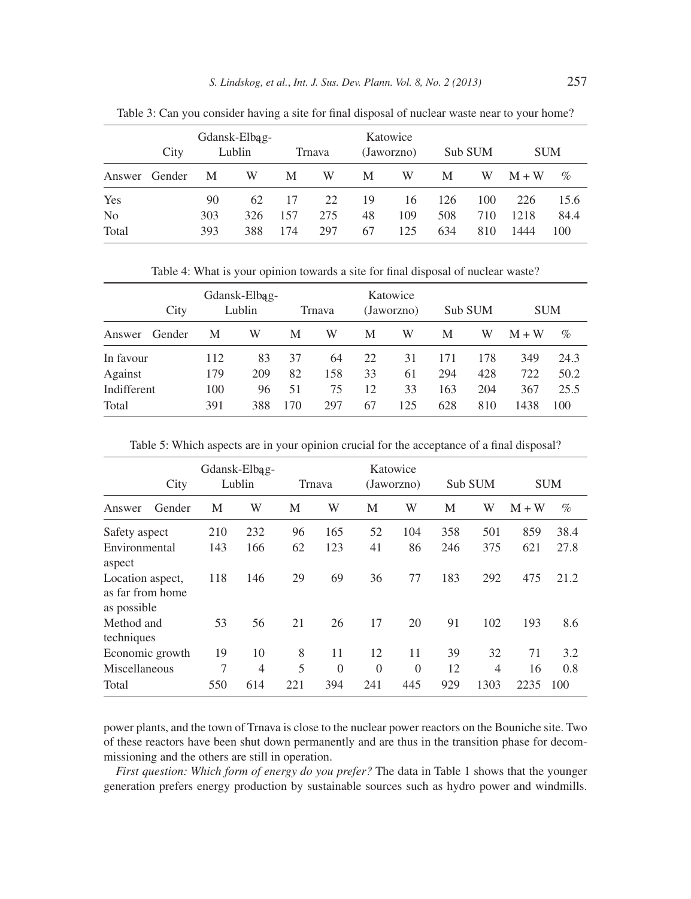Table 3: Can you consider having a site for final disposal of nuclear waste near to your home?

| City | | Gdansk-Elbąg-Lublin | | Trnava | | Katowice (Jaworzno) | | Sub SUM | | SUM | |
|---|---|---|---|---|---|---|---|---|---|---|---|
| Answer | Gender | M | W | M | W | M | W | M | W | M + W | % |
| Yes | | 90 | 62 | 17 | 22 | 19 | 16 | 126 | 100 | 226 | 15.6 |
| No | | 303 | 326 | 157 | 275 | 48 | 109 | 508 | 710 | 1218 | 84.4 |
| Total | | 393 | 388 | 174 | 297 | 67 | 125 | 634 | 810 | 1444 | 100 |

Table 4: What is your opinion towards a site for final disposal of nuclear waste?

| City | | Gdansk-Elbąg-Lublin | | Trnava | | Katowice (Jaworzno) | | Sub SUM | | SUM | |
|---|---|---|---|---|---|---|---|---|---|---|---|
| Answer | Gender | M | W | M | W | M | W | M | W | M + W | % |
| In favour | | 112 | 83 | 37 | 64 | 22 | 31 | 171 | 178 | 349 | 24.3 |
| Against | | 179 | 209 | 82 | 158 | 33 | 61 | 294 | 428 | 722 | 50.2 |
| Indifferent | | 100 | 96 | 51 | 75 | 12 | 33 | 163 | 204 | 367 | 25.5 |
| Total | | 391 | 388 | 170 | 297 | 67 | 125 | 628 | 810 | 1438 | 100 |

Table 5: Which aspects are in your opinion crucial for the acceptance of a final disposal?

| City | | Gdansk-Elbąg-Lublin | | Trnava | | Katowice (Jaworzno) | | Sub SUM | | SUM | |
|---|---|---|---|---|---|---|---|---|---|---|---|
| Answer | Gender | M | W | M | W | M | W | M | W | M + W | % |
| Safety aspect | | 210 | 232 | 96 | 165 | 52 | 104 | 358 | 501 | 859 | 38.4 |
| Environmental aspect | | 143 | 166 | 62 | 123 | 41 | 86 | 246 | 375 | 621 | 27.8 |
| Location aspect, as far from home as possible | | 118 | 146 | 29 | 69 | 36 | 77 | 183 | 292 | 475 | 21.2 |
| Method and techniques | | 53 | 56 | 21 | 26 | 17 | 20 | 91 | 102 | 193 | 8.6 |
| Economic growth | | 19 | 10 | 8 | 11 | 12 | 11 | 39 | 32 | 71 | 3.2 |
| Miscellaneous | | 7 | 4 | 5 | 0 | 0 | 0 | 12 | 4 | 16 | 0.8 |
| Total | | 550 | 614 | 221 | 394 | 241 | 445 | 929 | 1303 | 2235 | 100 |

power plants, and the town of Trnava is close to the nuclear power reactors on the Bouniche site. Two of these reactors have been shut down permanently and are thus in the transition phase for decommissioning and the others are still in operation.

*First question: Which form of energy do you prefer?* The data in Table 1 shows that the younger generation prefers energy production by sustainable sources such as hydro power and windmills.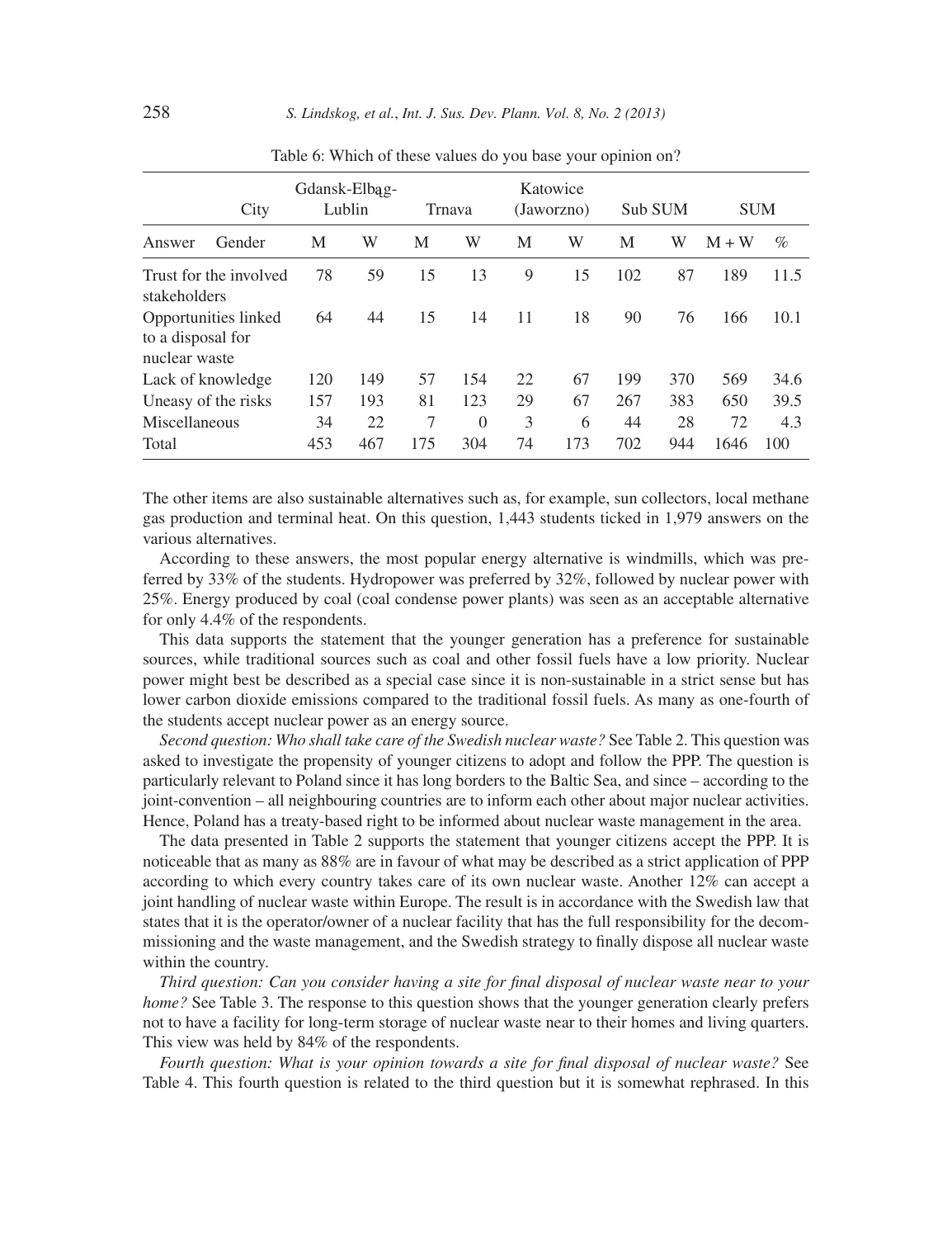Table 6: Which of these values do you base your opinion on?

| City | | Gdansk-Elbąg-Lublin | | Trnava | | Katowice (Jaworzno) | | Sub SUM | | SUM | |
|---|---|---|---|---|---|---|---|---|---|---|---|
| Answer | Gender | M | W | M | W | M | W | M | W | M + W | % |
| Trust for the involved stakeholders | | 78 | 59 | 15 | 13 | 9 | 15 | 102 | 87 | 189 | 11.5 |
| Opportunities linked to a disposal for nuclear waste | | 64 | 44 | 15 | 14 | 11 | 18 | 90 | 76 | 166 | 10.1 |
| Lack of knowledge | | 120 | 149 | 57 | 154 | 22 | 67 | 199 | 370 | 569 | 34.6 |
| Uneasy of the risks | | 157 | 193 | 81 | 123 | 29 | 67 | 267 | 383 | 650 | 39.5 |
| Miscellaneous | | 34 | 22 | 7 | 0 | 3 | 6 | 44 | 28 | 72 | 4.3 |
| Total | | 453 | 467 | 175 | 304 | 74 | 173 | 702 | 944 | 1646 | 100 |

The other items are also sustainable alternatives such as, for example, sun collectors, local methane gas production and terminal heat. On this question, 1,443 students ticked in 1,979 answers on the various alternatives.

According to these answers, the most popular energy alternative is windmills, which was preferred by 33% of the students. Hydropower was preferred by 32%, followed by nuclear power with 25%. Energy produced by coal (coal condense power plants) was seen as an acceptable alternative for only 4.4% of the respondents.

This data supports the statement that the younger generation has a preference for sustainable sources, while traditional sources such as coal and other fossil fuels have a low priority. Nuclear power might best be described as a special case since it is non-sustainable in a strict sense but has lower carbon dioxide emissions compared to the traditional fossil fuels. As many as one-fourth of the students accept nuclear power as an energy source.

*Second question: Who shall take care of the Swedish nuclear waste?* See Table 2. This question was asked to investigate the propensity of younger citizens to adopt and follow the PPP. The question is particularly relevant to Poland since it has long borders to the Baltic Sea, and since – according to the joint-convention – all neighbouring countries are to inform each other about major nuclear activities. Hence, Poland has a treaty-based right to be informed about nuclear waste management in the area.

The data presented in Table 2 supports the statement that younger citizens accept the PPP. It is noticeable that as many as 88% are in favour of what may be described as a strict application of PPP according to which every country takes care of its own nuclear waste. Another 12% can accept a joint handling of nuclear waste within Europe. The result is in accordance with the Swedish law that states that it is the operator/owner of a nuclear facility that has the full responsibility for the decommissioning and the waste management, and the Swedish strategy to finally dispose all nuclear waste within the country.

*Third question: Can you consider having a site for final disposal of nuclear waste near to your home?* See Table 3. The response to this question shows that the younger generation clearly prefers not to have a facility for long-term storage of nuclear waste near to their homes and living quarters. This view was held by 84% of the respondents.

*Fourth question: What is your opinion towards a site for final disposal of nuclear waste?* See Table 4. This fourth question is related to the third question but it is somewhat rephrased. In this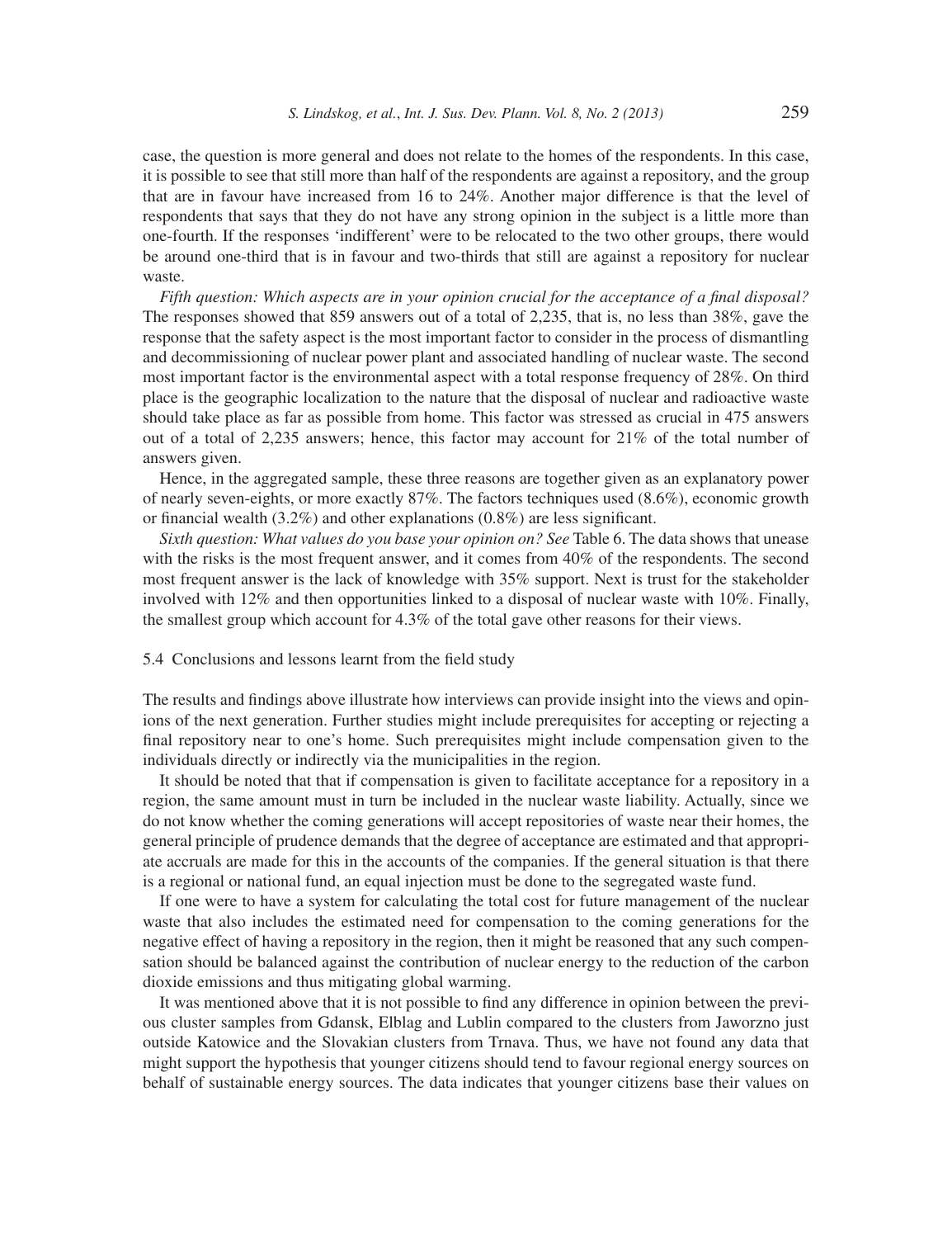case, the question is more general and does not relate to the homes of the respondents. In this case, it is possible to see that still more than half of the respondents are against a repository, and the group that are in favour have increased from 16 to 24%. Another major difference is that the level of respondents that says that they do not have any strong opinion in the subject is a little more than one-fourth. If the responses 'indifferent' were to be relocated to the two other groups, there would be around one-third that is in favour and two-thirds that still are against a repository for nuclear waste.

*Fifth question: Which aspects are in your opinion crucial for the acceptance of a final disposal?* The responses showed that 859 answers out of a total of 2,235, that is, no less than 38%, gave the response that the safety aspect is the most important factor to consider in the process of dismantling and decommissioning of nuclear power plant and associated handling of nuclear waste. The second most important factor is the environmental aspect with a total response frequency of 28%. On third place is the geographic localization to the nature that the disposal of nuclear and radioactive waste should take place as far as possible from home. This factor was stressed as crucial in 475 answers out of a total of 2,235 answers; hence, this factor may account for 21% of the total number of answers given.

Hence, in the aggregated sample, these three reasons are together given as an explanatory power of nearly seven-eights, or more exactly 87%. The factors techniques used (8.6%), economic growth or financial wealth (3.2%) and other explanations (0.8%) are less significant.

*Sixth question: What values do you base your opinion on? See* Table 6. The data shows that unease with the risks is the most frequent answer, and it comes from 40% of the respondents. The second most frequent answer is the lack of knowledge with 35% support. Next is trust for the stakeholder involved with 12% and then opportunities linked to a disposal of nuclear waste with 10%. Finally, the smallest group which account for 4.3% of the total gave other reasons for their views.

### 5.4 Conclusions and lessons learnt from the field study

The results and findings above illustrate how interviews can provide insight into the views and opinions of the next generation. Further studies might include prerequisites for accepting or rejecting a final repository near to one's home. Such prerequisites might include compensation given to the individuals directly or indirectly via the municipalities in the region.

It should be noted that that if compensation is given to facilitate acceptance for a repository in a region, the same amount must in turn be included in the nuclear waste liability. Actually, since we do not know whether the coming generations will accept repositories of waste near their homes, the general principle of prudence demands that the degree of acceptance are estimated and that appropriate accruals are made for this in the accounts of the companies. If the general situation is that there is a regional or national fund, an equal injection must be done to the segregated waste fund.

If one were to have a system for calculating the total cost for future management of the nuclear waste that also includes the estimated need for compensation to the coming generations for the negative effect of having a repository in the region, then it might be reasoned that any such compensation should be balanced against the contribution of nuclear energy to the reduction of the carbon dioxide emissions and thus mitigating global warming.

It was mentioned above that it is not possible to find any difference in opinion between the previous cluster samples from Gdansk, Elblag and Lublin compared to the clusters from Jaworzno just outside Katowice and the Slovakian clusters from Trnava. Thus, we have not found any data that might support the hypothesis that younger citizens should tend to favour regional energy sources on behalf of sustainable energy sources. The data indicates that younger citizens base their values on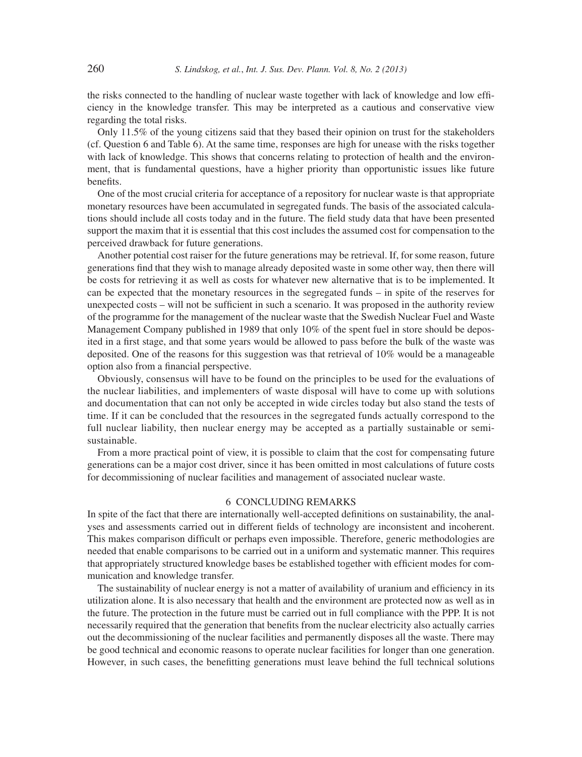the risks connected to the handling of nuclear waste together with lack of knowledge and low efficiency in the knowledge transfer. This may be interpreted as a cautious and conservative view regarding the total risks.

Only 11.5% of the young citizens said that they based their opinion on trust for the stakeholders (cf. Question 6 and Table 6). At the same time, responses are high for unease with the risks together with lack of knowledge. This shows that concerns relating to protection of health and the environment, that is fundamental questions, have a higher priority than opportunistic issues like future benefits.

One of the most crucial criteria for acceptance of a repository for nuclear waste is that appropriate monetary resources have been accumulated in segregated funds. The basis of the associated calculations should include all costs today and in the future. The field study data that have been presented support the maxim that it is essential that this cost includes the assumed cost for compensation to the perceived drawback for future generations.

Another potential cost raiser for the future generations may be retrieval. If, for some reason, future generations find that they wish to manage already deposited waste in some other way, then there will be costs for retrieving it as well as costs for whatever new alternative that is to be implemented. It can be expected that the monetary resources in the segregated funds – in spite of the reserves for unexpected costs – will not be sufficient in such a scenario. It was proposed in the authority review of the programme for the management of the nuclear waste that the Swedish Nuclear Fuel and Waste Management Company published in 1989 that only 10% of the spent fuel in store should be deposited in a first stage, and that some years would be allowed to pass before the bulk of the waste was deposited. One of the reasons for this suggestion was that retrieval of 10% would be a manageable option also from a financial perspective.

Obviously, consensus will have to be found on the principles to be used for the evaluations of the nuclear liabilities, and implementers of waste disposal will have to come up with solutions and documentation that can not only be accepted in wide circles today but also stand the tests of time. If it can be concluded that the resources in the segregated funds actually correspond to the full nuclear liability, then nuclear energy may be accepted as a partially sustainable or semi-sustainable.

From a more practical point of view, it is possible to claim that the cost for compensating future generations can be a major cost driver, since it has been omitted in most calculations of future costs for decommissioning of nuclear facilities and management of associated nuclear waste.

## 6 CONCLUDING REMARKS

In spite of the fact that there are internationally well-accepted definitions on sustainability, the analyses and assessments carried out in different fields of technology are inconsistent and incoherent. This makes comparison difficult or perhaps even impossible. Therefore, generic methodologies are needed that enable comparisons to be carried out in a uniform and systematic manner. This requires that appropriately structured knowledge bases be established together with efficient modes for communication and knowledge transfer.

The sustainability of nuclear energy is not a matter of availability of uranium and efficiency in its utilization alone. It is also necessary that health and the environment are protected now as well as in the future. The protection in the future must be carried out in full compliance with the PPP. It is not necessarily required that the generation that benefits from the nuclear electricity also actually carries out the decommissioning of the nuclear facilities and permanently disposes all the waste. There may be good technical and economic reasons to operate nuclear facilities for longer than one generation. However, in such cases, the benefitting generations must leave behind the full technical solutions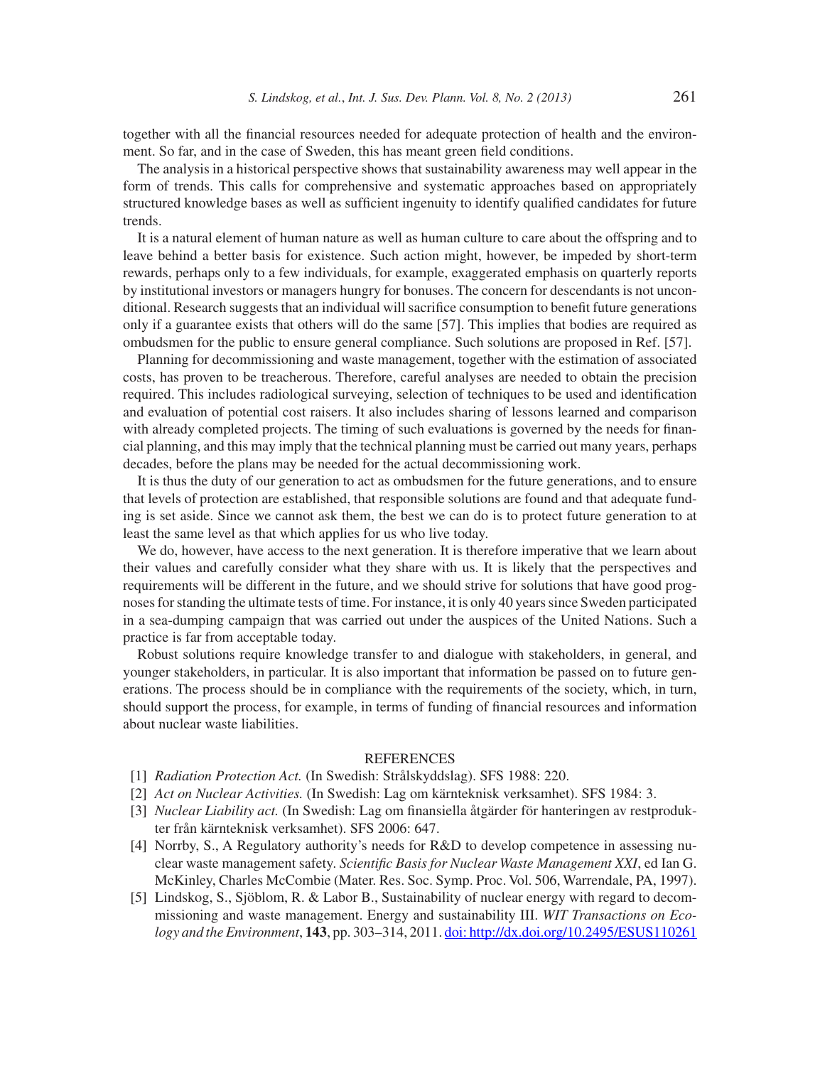together with all the financial resources needed for adequate protection of health and the environment. So far, and in the case of Sweden, this has meant green field conditions.

The analysis in a historical perspective shows that sustainability awareness may well appear in the form of trends. This calls for comprehensive and systematic approaches based on appropriately structured knowledge bases as well as sufficient ingenuity to identify qualified candidates for future trends.

It is a natural element of human nature as well as human culture to care about the offspring and to leave behind a better basis for existence. Such action might, however, be impeded by short-term rewards, perhaps only to a few individuals, for example, exaggerated emphasis on quarterly reports by institutional investors or managers hungry for bonuses. The concern for descendants is not unconditional. Research suggests that an individual will sacrifice consumption to benefit future generations only if a guarantee exists that others will do the same [57]. This implies that bodies are required as ombudsmen for the public to ensure general compliance. Such solutions are proposed in Ref. [57].

Planning for decommissioning and waste management, together with the estimation of associated costs, has proven to be treacherous. Therefore, careful analyses are needed to obtain the precision required. This includes radiological surveying, selection of techniques to be used and identification and evaluation of potential cost raisers. It also includes sharing of lessons learned and comparison with already completed projects. The timing of such evaluations is governed by the needs for financial planning, and this may imply that the technical planning must be carried out many years, perhaps decades, before the plans may be needed for the actual decommissioning work.

It is thus the duty of our generation to act as ombudsmen for the future generations, and to ensure that levels of protection are established, that responsible solutions are found and that adequate funding is set aside. Since we cannot ask them, the best we can do is to protect future generation to at least the same level as that which applies for us who live today.

We do, however, have access to the next generation. It is therefore imperative that we learn about their values and carefully consider what they share with us. It is likely that the perspectives and requirements will be different in the future, and we should strive for solutions that have good prognoses for standing the ultimate tests of time. For instance, it is only 40 years since Sweden participated in a sea-dumping campaign that was carried out under the auspices of the United Nations. Such a practice is far from acceptable today.

Robust solutions require knowledge transfer to and dialogue with stakeholders, in general, and younger stakeholders, in particular. It is also important that information be passed on to future generations. The process should be in compliance with the requirements of the society, which, in turn, should support the process, for example, in terms of funding of financial resources and information about nuclear waste liabilities.

## REFERENCES

[1] *Radiation Protection Act.* (In Swedish: Strålskyddslag). SFS 1988: 220.

[2] *Act on Nuclear Activities.* (In Swedish: Lag om kärnteknisk verksamhet). SFS 1984: 3.

[3] *Nuclear Liability act.* (In Swedish: Lag om finansiella åtgärder för hanteringen av restprodukter från kärnteknisk verksamhet). SFS 2006: 647.

[4] Norrby, S., A Regulatory authority's needs for R&D to develop competence in assessing nuclear waste management safety. *Scientific Basis for Nuclear Waste Management XXI*, ed Ian G. McKinley, Charles McCombie (Mater. Res. Soc. Symp. Proc. Vol. 506, Warrendale, PA, 1997).

[5] Lindskog, S., Sjöblom, R. & Labor B., Sustainability of nuclear energy with regard to decommissioning and waste management. Energy and sustainability III. *WIT Transactions on Ecology and the Environment*, **143**, pp. 303–314, 2011. doi: http://dx.doi.org/10.2495/ESUS110261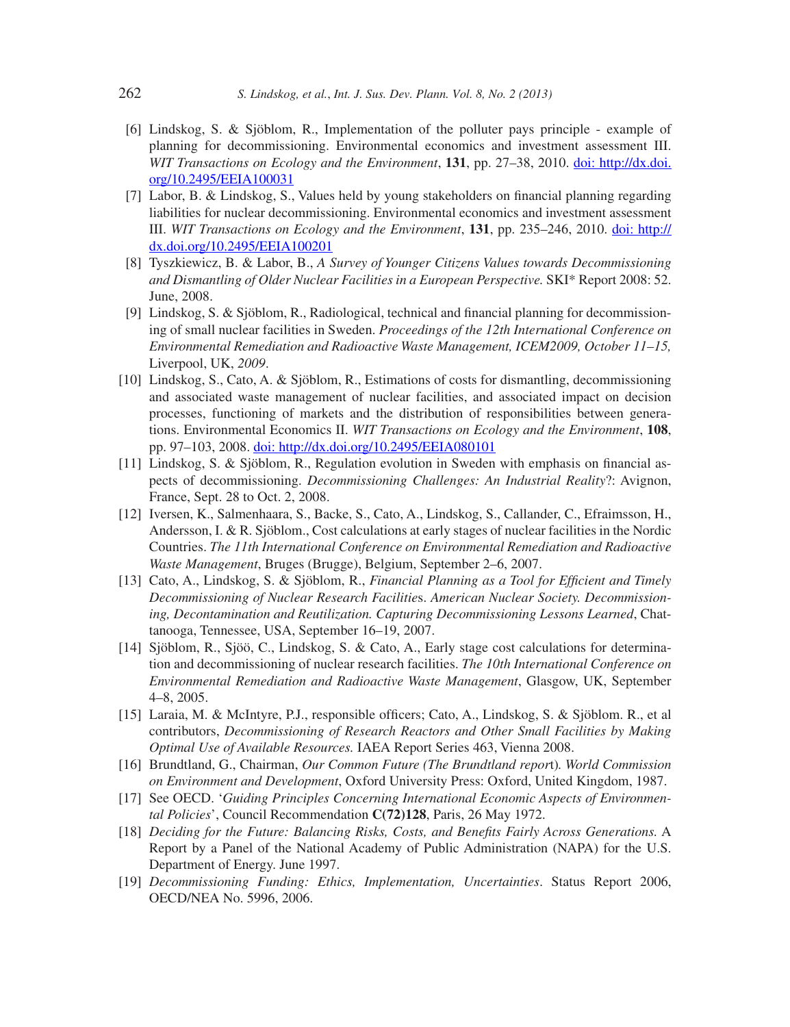[6] Lindskog, S. & Sjöblom, R., Implementation of the polluter pays principle - example of planning for decommissioning. Environmental economics and investment assessment III. *WIT Transactions on Ecology and the Environment*, **131**, pp. 27–38, 2010. doi: http://dx.doi.org/10.2495/EEIA100031

[7] Labor, B. & Lindskog, S., Values held by young stakeholders on financial planning regarding liabilities for nuclear decommissioning. Environmental economics and investment assessment III. *WIT Transactions on Ecology and the Environment*, **131**, pp. 235–246, 2010. doi: http://dx.doi.org/10.2495/EEIA100201

[8] Tyszkiewicz, B. & Labor, B., *A Survey of Younger Citizens Values towards Decommissioning and Dismantling of Older Nuclear Facilities in a European Perspective.* SKI* Report 2008: 52. June, 2008.

[9] Lindskog, S. & Sjöblom, R., Radiological, technical and financial planning for decommissioning of small nuclear facilities in Sweden. *Proceedings of the 12th International Conference on Environmental Remediation and Radioactive Waste Management, ICEM2009, October 11–15,* Liverpool, UK, *2009*.

[10] Lindskog, S., Cato, A. & Sjöblom, R., Estimations of costs for dismantling, decommissioning and associated waste management of nuclear facilities, and associated impact on decision processes, functioning of markets and the distribution of responsibilities between generations. Environmental Economics II. *WIT Transactions on Ecology and the Environment*, **108**, pp. 97–103, 2008. doi: http://dx.doi.org/10.2495/EEIA080101

[11] Lindskog, S. & Sjöblom, R., Regulation evolution in Sweden with emphasis on financial aspects of decommissioning. *Decommissioning Challenges: An Industrial Reality*?: Avignon, France, Sept. 28 to Oct. 2, 2008.

[12] Iversen, K., Salmenhaara, S., Backe, S., Cato, A., Lindskog, S., Callander, C., Efraimsson, H., Andersson, I. & R. Sjöblom., Cost calculations at early stages of nuclear facilities in the Nordic Countries. *The 11th International Conference on Environmental Remediation and Radioactive Waste Management*, Bruges (Brugge), Belgium, September 2–6, 2007.

[13] Cato, A., Lindskog, S. & Sjöblom, R., *Financial Planning as a Tool for Efficient and Timely Decommissioning of Nuclear Research Facilitie*s. *American Nuclear Society. Decommissioning, Decontamination and Reutilization. Capturing Decommissioning Lessons Learned*, Chattanooga, Tennessee, USA, September 16–19, 2007.

[14] Sjöblom, R., Sjöö, C., Lindskog, S. & Cato, A., Early stage cost calculations for determination and decommissioning of nuclear research facilities. *The 10th International Conference on Environmental Remediation and Radioactive Waste Management*, Glasgow, UK, September 4–8, 2005.

[15] Laraia, M. & McIntyre, P.J., responsible officers; Cato, A., Lindskog, S. & Sjöblom. R., et al contributors, *Decommissioning of Research Reactors and Other Small Facilities by Making Optimal Use of Available Resources.* IAEA Report Series 463, Vienna 2008.

[16] Brundtland, G., Chairman, *Our Common Future (The Brundtland repor*t)*. World Commission on Environment and Development*, Oxford University Press: Oxford, United Kingdom, 1987.

[17] See OECD. '*Guiding Principles Concerning International Economic Aspects of Environmental Policies*', Council Recommendation **C(72)128**, Paris, 26 May 1972.

[18] *Deciding for the Future: Balancing Risks, Costs, and Benefits Fairly Across Generations.* A Report by a Panel of the National Academy of Public Administration (NAPA) for the U.S. Department of Energy. June 1997.

[19] *Decommissioning Funding: Ethics, Implementation, Uncertainties*. Status Report 2006, OECD/NEA No. 5996, 2006.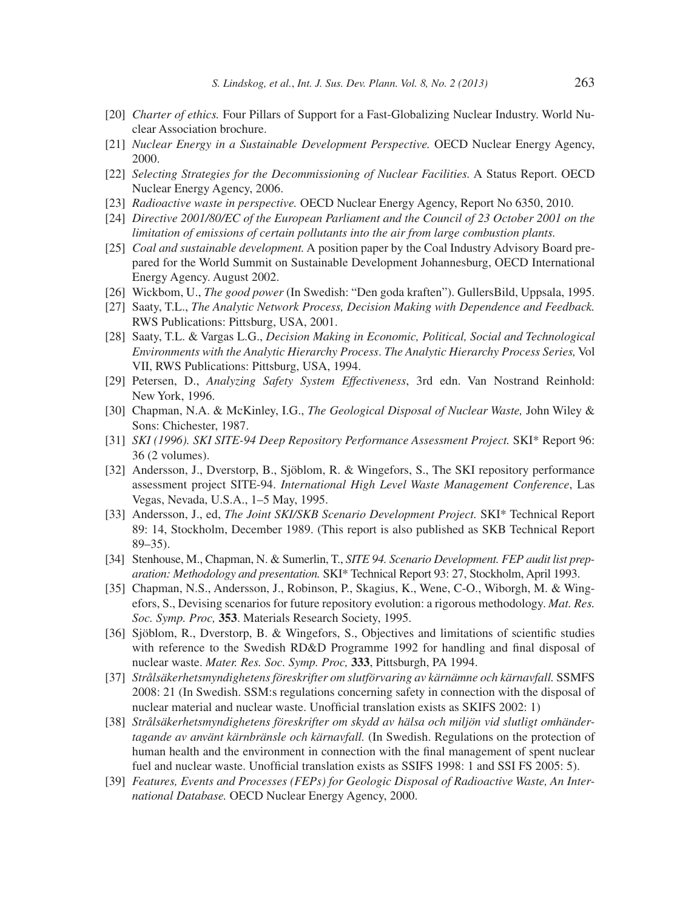[20] *Charter of ethics.* Four Pillars of Support for a Fast-Globalizing Nuclear Industry. World Nuclear Association brochure.

[21] *Nuclear Energy in a Sustainable Development Perspective.* OECD Nuclear Energy Agency, 2000.

[22] *Selecting Strategies for the Decommissioning of Nuclear Facilities.* A Status Report. OECD Nuclear Energy Agency, 2006.

[23] *Radioactive waste in perspective.* OECD Nuclear Energy Agency, Report No 6350, 2010.

[24] *Directive 2001/80/EC of the European Parliament and the Council of 23 October 2001 on the limitation of emissions of certain pollutants into the air from large combustion plants.*

[25] *Coal and sustainable development.* A position paper by the Coal Industry Advisory Board prepared for the World Summit on Sustainable Development Johannesburg, OECD International Energy Agency. August 2002.

[26] Wickbom, U., *The good power* (In Swedish: "Den goda kraften"). GullersBild, Uppsala, 1995.

[27] Saaty, T.L., *The Analytic Network Process, Decision Making with Dependence and Feedback.* RWS Publications: Pittsburg, USA, 2001.

[28] Saaty, T.L. & Vargas L.G., *Decision Making in Economic, Political, Social and Technological Environments with the Analytic Hierarchy Process*. *The Analytic Hierarchy Process Series,* Vol VII, RWS Publications: Pittsburg, USA, 1994.

[29] Petersen, D., *Analyzing Safety System Effectiveness*, 3rd edn. Van Nostrand Reinhold: New York, 1996.

[30] Chapman, N.A. & McKinley, I.G., *The Geological Disposal of Nuclear Waste,* John Wiley & Sons: Chichester, 1987.

[31] *SKI (1996). SKI SITE-94 Deep Repository Performance Assessment Project.* SKI* Report 96: 36 (2 volumes).

[32] Andersson, J., Dverstorp, B., Sjöblom, R. & Wingefors, S., The SKI repository performance assessment project SITE-94. *International High Level Waste Management Conference*, Las Vegas, Nevada, U.S.A., 1–5 May, 1995.

[33] Andersson, J., ed, *The Joint SKI/SKB Scenario Development Project.* SKI* Technical Report 89: 14, Stockholm, December 1989. (This report is also published as SKB Technical Report 89–35).

[34] Stenhouse, M., Chapman, N. & Sumerlin, T., *SITE 94. Scenario Development. FEP audit list preparation: Methodology and presentation.* SKI* Technical Report 93: 27, Stockholm, April 1993.

[35] Chapman, N.S., Andersson, J., Robinson, P., Skagius, K., Wene, C-O., Wiborgh, M. & Wingefors, S., Devising scenarios for future repository evolution: a rigorous methodology. *Mat. Res. Soc. Symp. Proc,* **353**. Materials Research Society, 1995.

[36] Sjöblom, R., Dverstorp, B. & Wingefors, S., Objectives and limitations of scientific studies with reference to the Swedish RD&D Programme 1992 for handling and final disposal of nuclear waste. *Mater. Res. Soc. Symp. Proc,* **333**, Pittsburgh, PA 1994.

[37] *Strålsäkerhetsmyndighetens föreskrifter om slutförvaring av kärnämne och kärnavfall.* SSMFS 2008: 21 (In Swedish. SSM:s regulations concerning safety in connection with the disposal of nuclear material and nuclear waste. Unofficial translation exists as SKIFS 2002: 1)

[38] *Strålsäkerhetsmyndighetens föreskrifter om skydd av hälsa och miljön vid slutligt omhändertagande av använt kärnbränsle och kärnavfall.* (In Swedish. Regulations on the protection of human health and the environment in connection with the final management of spent nuclear fuel and nuclear waste. Unofficial translation exists as SSIFS 1998: 1 and SSI FS 2005: 5).

[39] *Features, Events and Processes (FEPs) for Geologic Disposal of Radioactive Waste, An International Database.* OECD Nuclear Energy Agency, 2000.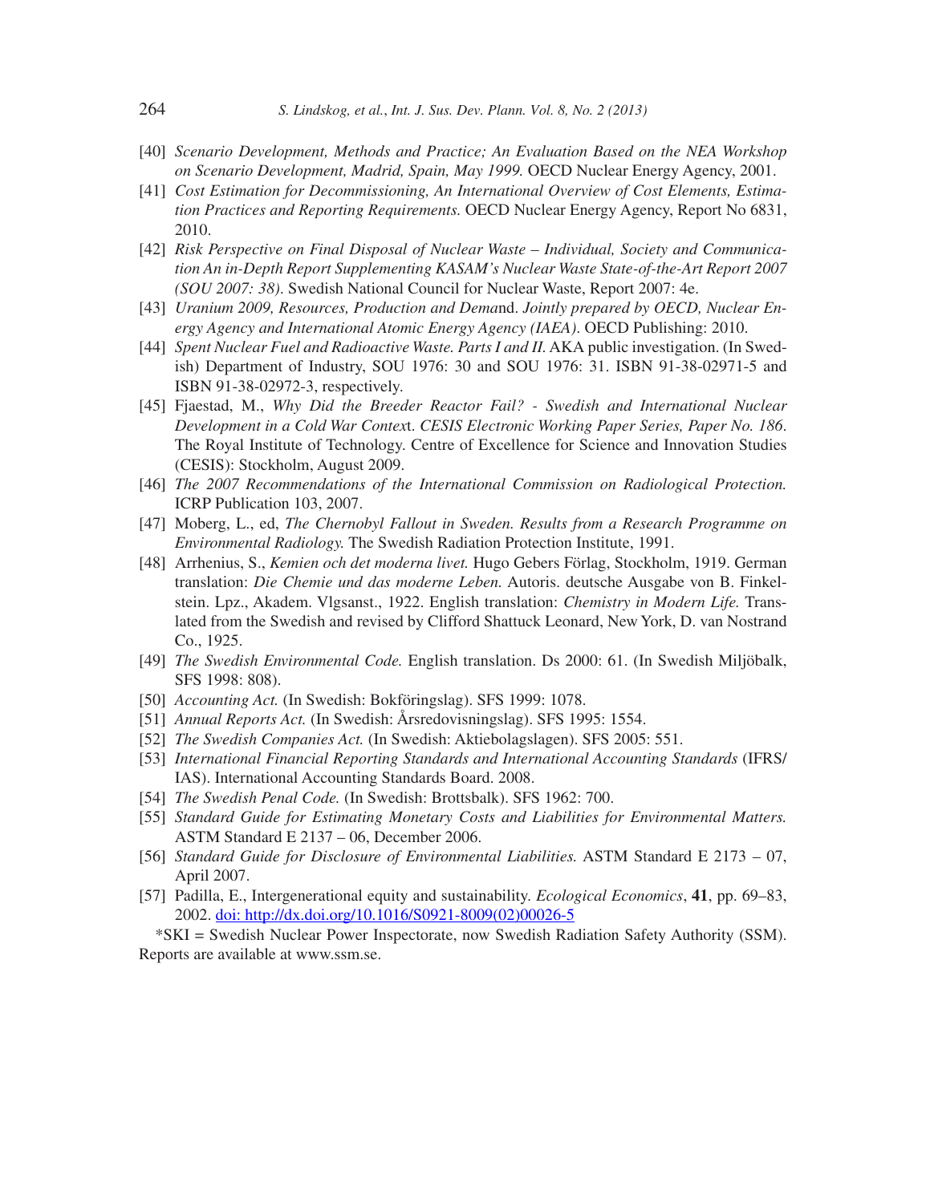[40] *Scenario Development, Methods and Practice; An Evaluation Based on the NEA Workshop on Scenario Development, Madrid, Spain, May 1999.* OECD Nuclear Energy Agency, 2001.

[41] *Cost Estimation for Decommissioning, An International Overview of Cost Elements, Estimation Practices and Reporting Requirements.* OECD Nuclear Energy Agency, Report No 6831, 2010.

[42] *Risk Perspective on Final Disposal of Nuclear Waste – Individual, Society and Communication An in-Depth Report Supplementing KASAM's Nuclear Waste State-of-the-Art Report 2007 (SOU 2007: 38).* Swedish National Council for Nuclear Waste, Report 2007: 4e.

[43] *Uranium 2009, Resources, Production and Dema*nd. *Jointly prepared by OECD, Nuclear Energy Agency and International Atomic Energy Agency (IAEA).* OECD Publishing: 2010.

[44] *Spent Nuclear Fuel and Radioactive Waste. Parts I and II.* AKA public investigation. (In Swedish) Department of Industry, SOU 1976: 30 and SOU 1976: 31. ISBN 91-38-02971-5 and ISBN 91-38-02972-3, respectively.

[45] Fjaestad, M., *Why Did the Breeder Reactor Fail? - Swedish and International Nuclear Development in a Cold War Contex*t. *CESIS Electronic Working Paper Series, Paper No. 186*. The Royal Institute of Technology. Centre of Excellence for Science and Innovation Studies (CESIS): Stockholm, August 2009.

[46] *The 2007 Recommendations of the International Commission on Radiological Protection.* ICRP Publication 103, 2007.

[47] Moberg, L., ed, *The Chernobyl Fallout in Sweden. Results from a Research Programme on Environmental Radiology.* The Swedish Radiation Protection Institute, 1991.

[48] Arrhenius, S., *Kemien och det moderna livet.* Hugo Gebers Förlag, Stockholm, 1919. German translation: *Die Chemie und das moderne Leben.* Autoris. deutsche Ausgabe von B. Finkelstein. Lpz., Akadem. Vlgsanst., 1922. English translation: *Chemistry in Modern Life.* Translated from the Swedish and revised by Clifford Shattuck Leonard, New York, D. van Nostrand Co., 1925.

[49] *The Swedish Environmental Code.* English translation. Ds 2000: 61. (In Swedish Miljöbalk, SFS 1998: 808).

[50] *Accounting Act.* (In Swedish: Bokföringslag). SFS 1999: 1078.

[51] *Annual Reports Act.* (In Swedish: Årsredovisningslag). SFS 1995: 1554.

[52] *The Swedish Companies Act.* (In Swedish: Aktiebolagslagen). SFS 2005: 551.

[53] *International Financial Reporting Standards and International Accounting Standards* (IFRS/IAS). International Accounting Standards Board. 2008.

[54] *The Swedish Penal Code.* (In Swedish: Brottsbalk). SFS 1962: 700.

[55] *Standard Guide for Estimating Monetary Costs and Liabilities for Environmental Matters.* ASTM Standard E 2137 – 06, December 2006.

[56] *Standard Guide for Disclosure of Environmental Liabilities.* ASTM Standard E 2173 – 07, April 2007.

[57] Padilla, E., Intergenerational equity and sustainability. *Ecological Economics*, **41**, pp. 69–83, 2002. doi: http://dx.doi.org/10.1016/S0921-8009(02)00026-5

*SKI = Swedish Nuclear Power Inspectorate, now Swedish Radiation Safety Authority (SSM). Reports are available at www.ssm.se.